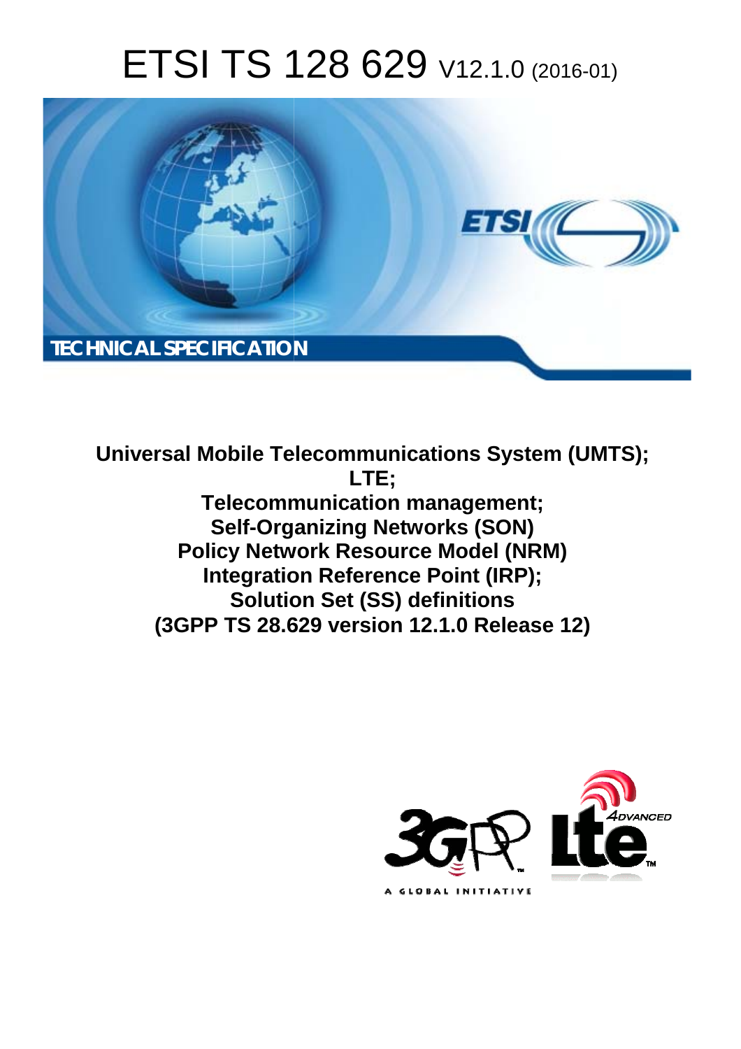# ETSI TS 128 629 V12.1.0 (2016-01)

TECHNICAL SPECIFICATION

**Universal Mobile Telecommunications System (UMTS);**
**LTE;**
**Telecommunication management;**
**Self-Organizing Networks (SON)**
**Policy Network Resource Model (NRM)**
**Integration Reference Point (IRP);**
**Solution Set (SS) definitions**
**(3GPP TS 28.629 version 12.1.0 Release 12)**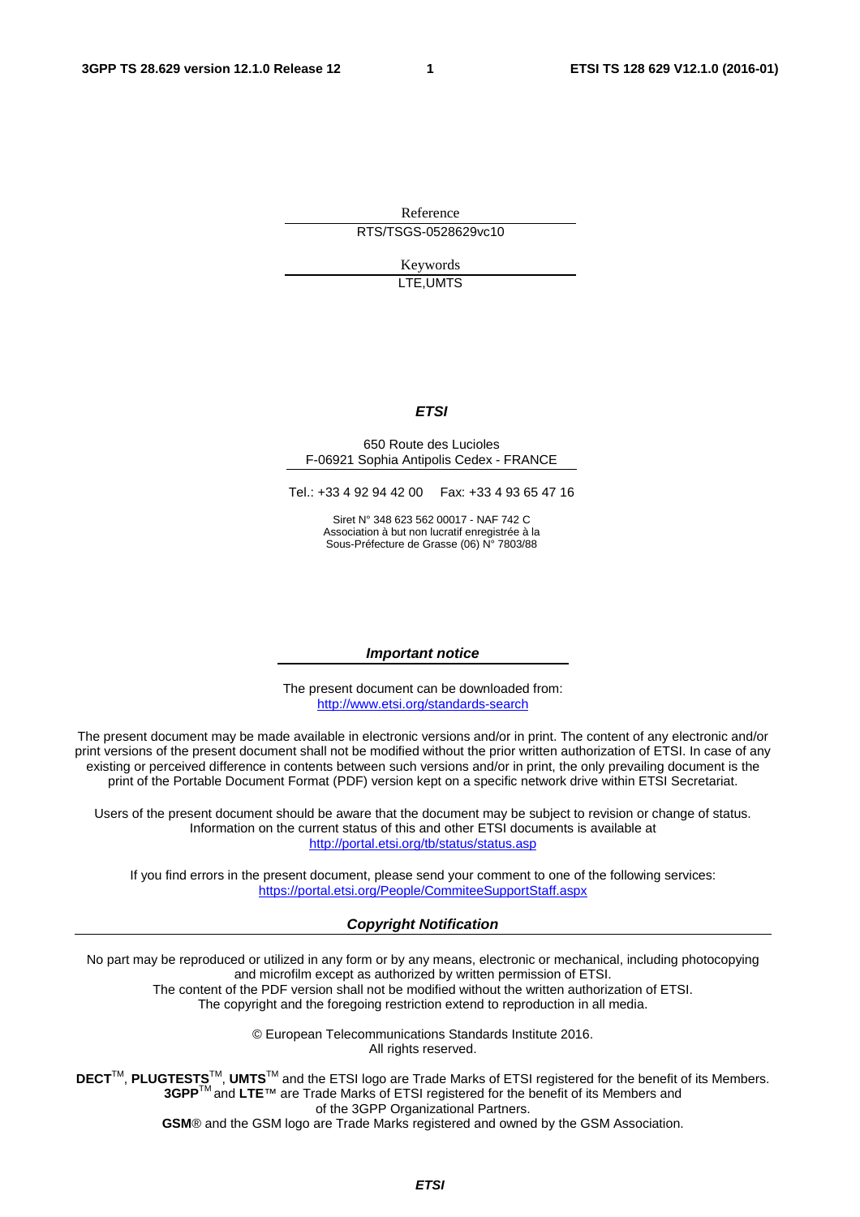Reference

RTS/TSGS-0528629vc10

Keywords

LTE,UMTS

***ETSI***

650 Route des Lucioles
F-06921 Sophia Antipolis Cedex - FRANCE

Tel.: +33 4 92 94 42 00 Fax: +33 4 93 65 47 16

Siret N° 348 623 562 00017 - NAF 742 C
Association à but non lucratif enregistrée à la
Sous-Préfecture de Grasse (06) N° 7803/88

***Important notice***

The present document can be downloaded from:
http://www.etsi.org/standards-search

The present document may be made available in electronic versions and/or in print. The content of any electronic and/or print versions of the present document shall not be modified without the prior written authorization of ETSI. In case of any existing or perceived difference in contents between such versions and/or in print, the only prevailing document is the print of the Portable Document Format (PDF) version kept on a specific network drive within ETSI Secretariat.

Users of the present document should be aware that the document may be subject to revision or change of status. Information on the current status of this and other ETSI documents is available at
http://portal.etsi.org/tb/status/status.asp

If you find errors in the present document, please send your comment to one of the following services:
https://portal.etsi.org/People/CommiteeSupportStaff.aspx

***Copyright Notification***

No part may be reproduced or utilized in any form or by any means, electronic or mechanical, including photocopying and microfilm except as authorized by written permission of ETSI.
The content of the PDF version shall not be modified without the written authorization of ETSI.
The copyright and the foregoing restriction extend to reproduction in all media.

© European Telecommunications Standards Institute 2016.
All rights reserved.

**DECT**™, **PLUGTESTS**™, **UMTS**™ and the ETSI logo are Trade Marks of ETSI registered for the benefit of its Members.
**3GPP**™ and **LTE**™ are Trade Marks of ETSI registered for the benefit of its Members and of the 3GPP Organizational Partners.
**GSM**® and the GSM logo are Trade Marks registered and owned by the GSM Association.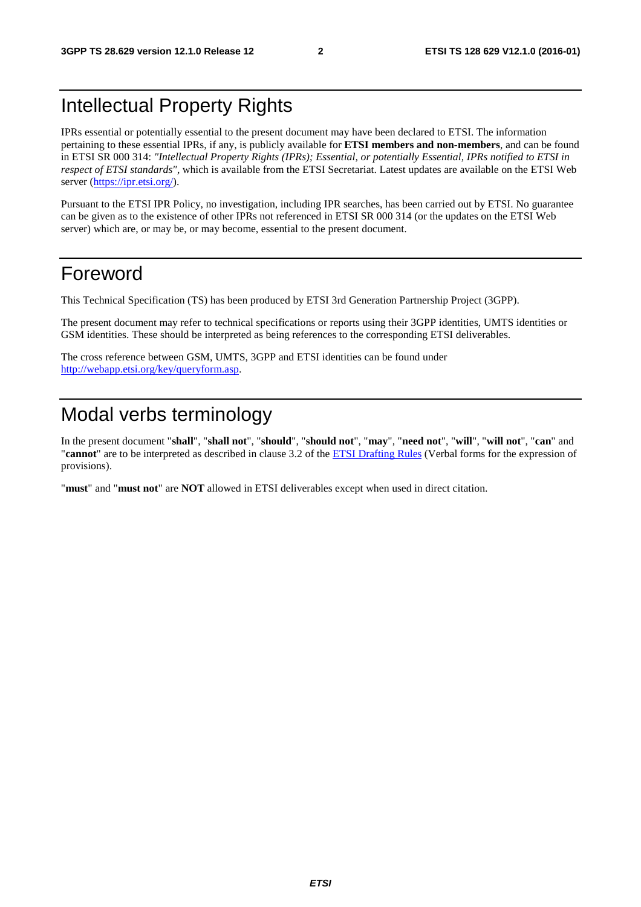# Intellectual Property Rights

IPRs essential or potentially essential to the present document may have been declared to ETSI. The information pertaining to these essential IPRs, if any, is publicly available for **ETSI members and non-members**, and can be found in ETSI SR 000 314: *"Intellectual Property Rights (IPRs); Essential, or potentially Essential, IPRs notified to ETSI in respect of ETSI standards"*, which is available from the ETSI Secretariat. Latest updates are available on the ETSI Web server (https://ipr.etsi.org/).

Pursuant to the ETSI IPR Policy, no investigation, including IPR searches, has been carried out by ETSI. No guarantee can be given as to the existence of other IPRs not referenced in ETSI SR 000 314 (or the updates on the ETSI Web server) which are, or may be, or may become, essential to the present document.

# Foreword

This Technical Specification (TS) has been produced by ETSI 3rd Generation Partnership Project (3GPP).

The present document may refer to technical specifications or reports using their 3GPP identities, UMTS identities or GSM identities. These should be interpreted as being references to the corresponding ETSI deliverables.

The cross reference between GSM, UMTS, 3GPP and ETSI identities can be found under http://webapp.etsi.org/key/queryform.asp.

# Modal verbs terminology

In the present document "**shall**", "**shall not**", "**should**", "**should not**", "**may**", "**need not**", "**will**", "**will not**", "**can**" and "**cannot**" are to be interpreted as described in clause 3.2 of the ETSI Drafting Rules (Verbal forms for the expression of provisions).

"**must**" and "**must not**" are **NOT** allowed in ETSI deliverables except when used in direct citation.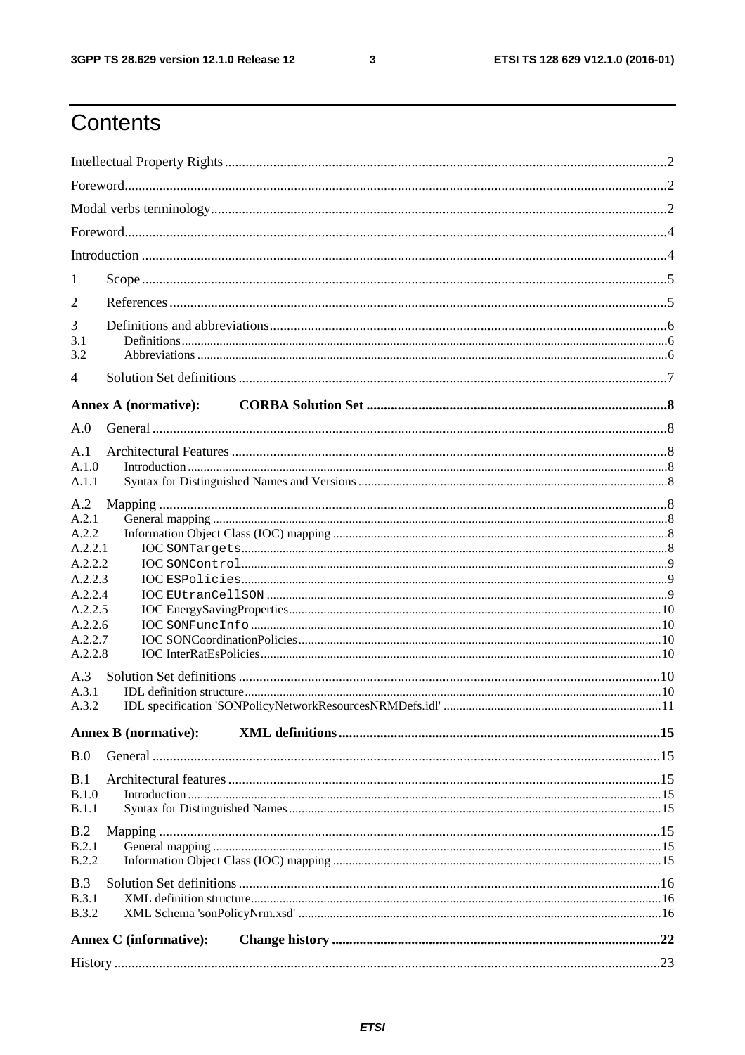# Contents

Intellectual Property Rights ..... 2

Foreword ..... 2

Modal verbs terminology ..... 2

Foreword ..... 4

Introduction ..... 4

1 Scope ..... 5

2 References ..... 5

3 Definitions and abbreviations ..... 6

3.1 Definitions ..... 6

3.2 Abbreviations ..... 6

4 Solution Set definitions ..... 7

**Annex A (normative): CORBA Solution Set ..... 8**

A.0 General ..... 8

A.1 Architectural Features ..... 8

A.1.0 Introduction ..... 8

A.1.1 Syntax for Distinguished Names and Versions ..... 8

A.2 Mapping ..... 8

A.2.1 General mapping ..... 8

A.2.2 Information Object Class (IOC) mapping ..... 8

A.2.2.1 IOC `SONTargets` ..... 8

A.2.2.2 IOC `SONControl` ..... 9

A.2.2.3 IOC `ESPolicies` ..... 9

A.2.2.4 IOC `EUtranCellSON` ..... 9

A.2.2.5 IOC EnergySavingProperties ..... 10

A.2.2.6 IOC `SONFuncInfo` ..... 10

A.2.2.7 IOC SONCoordinationPolicies ..... 10

A.2.2.8 IOC InterRatEsPolicies ..... 10

A.3 Solution Set definitions ..... 10

A.3.1 IDL definition structure ..... 10

A.3.2 IDL specification 'SONPolicyNetworkResourcesNRMDefs.idl' ..... 11

**Annex B (normative): XML definitions ..... 15**

B.0 General ..... 15

B.1 Architectural features ..... 15

B.1.0 Introduction ..... 15

B.1.1 Syntax for Distinguished Names ..... 15

B.2 Mapping ..... 15

B.2.1 General mapping ..... 15

B.2.2 Information Object Class (IOC) mapping ..... 15

B.3 Solution Set definitions ..... 16

B.3.1 XML definition structure ..... 16

B.3.2 XML Schema 'sonPolicyNrm.xsd' ..... 16

**Annex C (informative): Change history ..... 22**

History ..... 23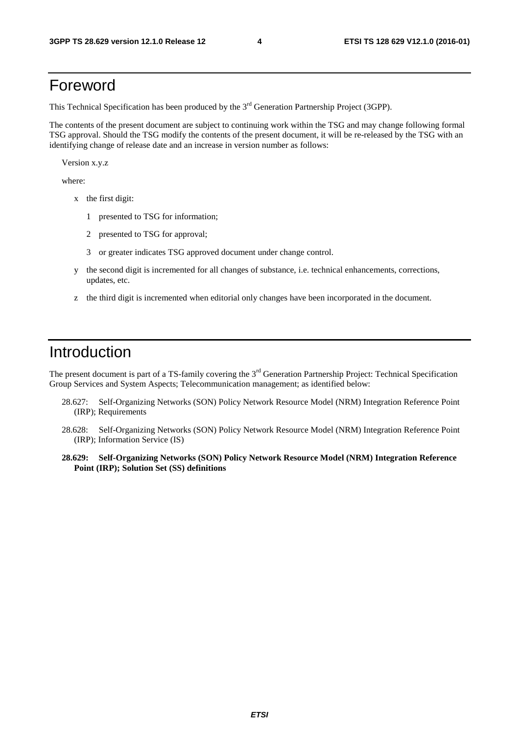# Foreword

This Technical Specification has been produced by the 3rd Generation Partnership Project (3GPP).

The contents of the present document are subject to continuing work within the TSG and may change following formal TSG approval. Should the TSG modify the contents of the present document, it will be re-released by the TSG with an identifying change of release date and an increase in version number as follows:

Version x.y.z

where:

- x the first digit:
  - 1 presented to TSG for information;
  - 2 presented to TSG for approval;
  - 3 or greater indicates TSG approved document under change control.
- y the second digit is incremented for all changes of substance, i.e. technical enhancements, corrections, updates, etc.
- z the third digit is incremented when editorial only changes have been incorporated in the document.

# Introduction

The present document is part of a TS-family covering the 3rd Generation Partnership Project: Technical Specification Group Services and System Aspects; Telecommunication management; as identified below:

28.627: Self-Organizing Networks (SON) Policy Network Resource Model (NRM) Integration Reference Point (IRP); Requirements

28.628: Self-Organizing Networks (SON) Policy Network Resource Model (NRM) Integration Reference Point (IRP); Information Service (IS)

**28.629: Self-Organizing Networks (SON) Policy Network Resource Model (NRM) Integration Reference Point (IRP); Solution Set (SS) definitions**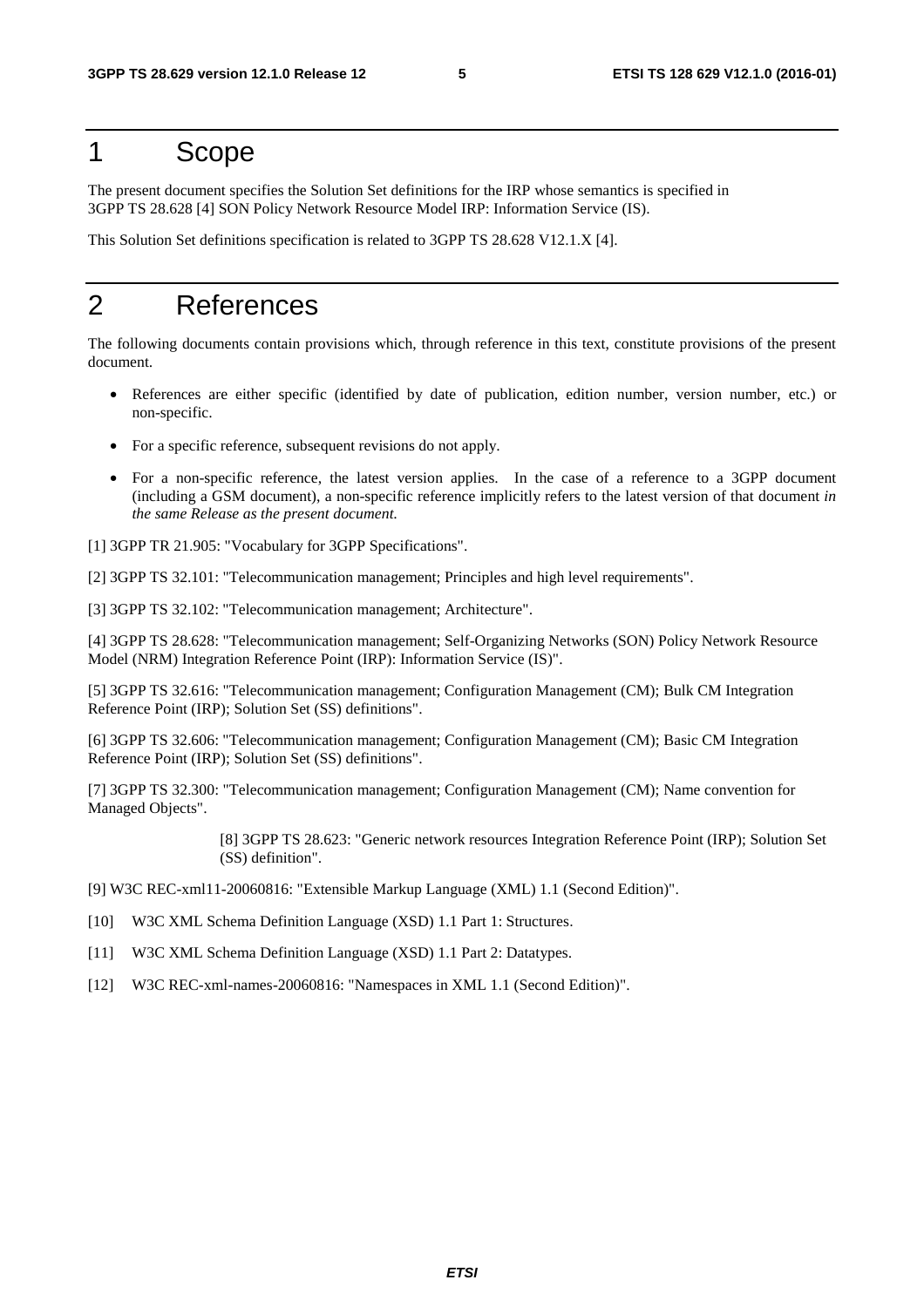# 1 Scope

The present document specifies the Solution Set definitions for the IRP whose semantics is specified in 3GPP TS 28.628 [4] SON Policy Network Resource Model IRP: Information Service (IS).

This Solution Set definitions specification is related to 3GPP TS 28.628 V12.1.X [4].

# 2 References

The following documents contain provisions which, through reference in this text, constitute provisions of the present document.

- References are either specific (identified by date of publication, edition number, version number, etc.) or non-specific.
- For a specific reference, subsequent revisions do not apply.
- For a non-specific reference, the latest version applies. In the case of a reference to a 3GPP document (including a GSM document), a non-specific reference implicitly refers to the latest version of that document *in the same Release as the present document.*

[1] 3GPP TR 21.905: "Vocabulary for 3GPP Specifications".

[2] 3GPP TS 32.101: "Telecommunication management; Principles and high level requirements".

[3] 3GPP TS 32.102: "Telecommunication management; Architecture".

[4] 3GPP TS 28.628: "Telecommunication management; Self-Organizing Networks (SON) Policy Network Resource Model (NRM) Integration Reference Point (IRP): Information Service (IS)".

[5] 3GPP TS 32.616: "Telecommunication management; Configuration Management (CM); Bulk CM Integration Reference Point (IRP); Solution Set (SS) definitions".

[6] 3GPP TS 32.606: "Telecommunication management; Configuration Management (CM); Basic CM Integration Reference Point (IRP); Solution Set (SS) definitions".

[7] 3GPP TS 32.300: "Telecommunication management; Configuration Management (CM); Name convention for Managed Objects".

[8] 3GPP TS 28.623: "Generic network resources Integration Reference Point (IRP); Solution Set (SS) definition".

[9] W3C REC-xml11-20060816: "Extensible Markup Language (XML) 1.1 (Second Edition)".

[10] W3C XML Schema Definition Language (XSD) 1.1 Part 1: Structures.

[11] W3C XML Schema Definition Language (XSD) 1.1 Part 2: Datatypes.

[12] W3C REC-xml-names-20060816: "Namespaces in XML 1.1 (Second Edition)".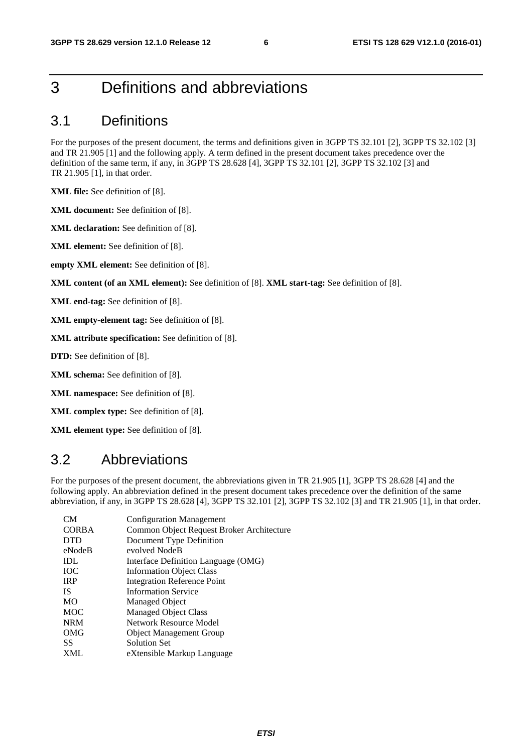# 3 Definitions and abbreviations

## 3.1 Definitions

For the purposes of the present document, the terms and definitions given in 3GPP TS 32.101 [2], 3GPP TS 32.102 [3] and TR 21.905 [1] and the following apply. A term defined in the present document takes precedence over the definition of the same term, if any, in 3GPP TS 28.628 [4], 3GPP TS 32.101 [2], 3GPP TS 32.102 [3] and TR 21.905 [1], in that order.

**XML file:** See definition of [8].

**XML document:** See definition of [8].

**XML declaration:** See definition of [8].

**XML element:** See definition of [8].

**empty XML element:** See definition of [8].

**XML content (of an XML element):** See definition of [8]. **XML start-tag:** See definition of [8].

**XML end-tag:** See definition of [8].

**XML empty-element tag:** See definition of [8].

**XML attribute specification:** See definition of [8].

**DTD:** See definition of [8].

**XML schema:** See definition of [8].

**XML namespace:** See definition of [8].

**XML complex type:** See definition of [8].

**XML element type:** See definition of [8].

## 3.2 Abbreviations

For the purposes of the present document, the abbreviations given in TR 21.905 [1], 3GPP TS 28.628 [4] and the following apply. An abbreviation defined in the present document takes precedence over the definition of the same abbreviation, if any, in 3GPP TS 28.628 [4], 3GPP TS 32.101 [2], 3GPP TS 32.102 [3] and TR 21.905 [1], in that order.

| | |
|---|---|
| CM | Configuration Management |
| CORBA | Common Object Request Broker Architecture |
| DTD | Document Type Definition |
| eNodeB | evolved NodeB |
| IDL | Interface Definition Language (OMG) |
| IOC | Information Object Class |
| IRP | Integration Reference Point |
| IS | Information Service |
| MO | Managed Object |
| MOC | Managed Object Class |
| NRM | Network Resource Model |
| OMG | Object Management Group |
| SS | Solution Set |
| XML | eXtensible Markup Language |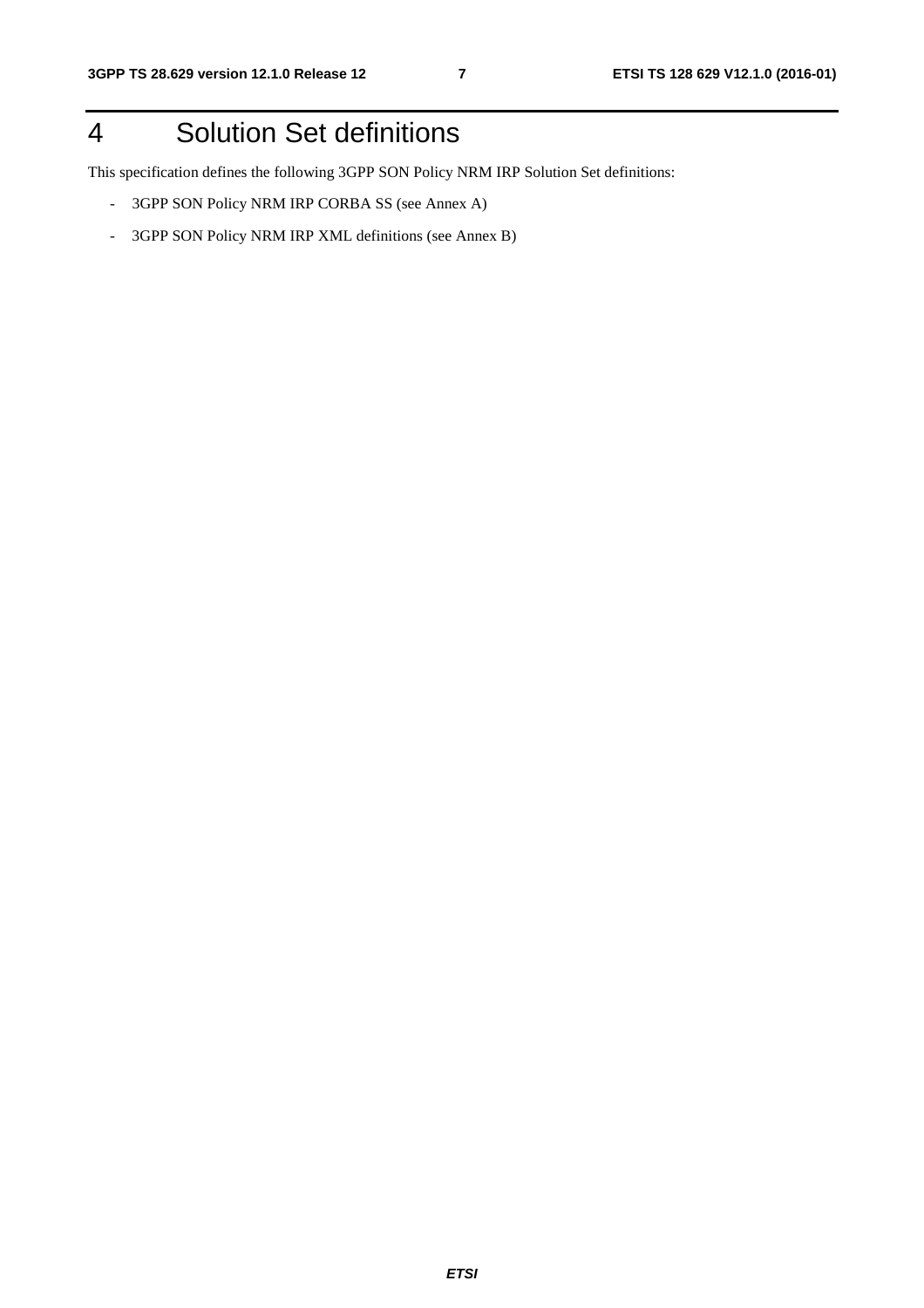# 4 Solution Set definitions

This specification defines the following 3GPP SON Policy NRM IRP Solution Set definitions:

- 3GPP SON Policy NRM IRP CORBA SS (see Annex A)
- 3GPP SON Policy NRM IRP XML definitions (see Annex B)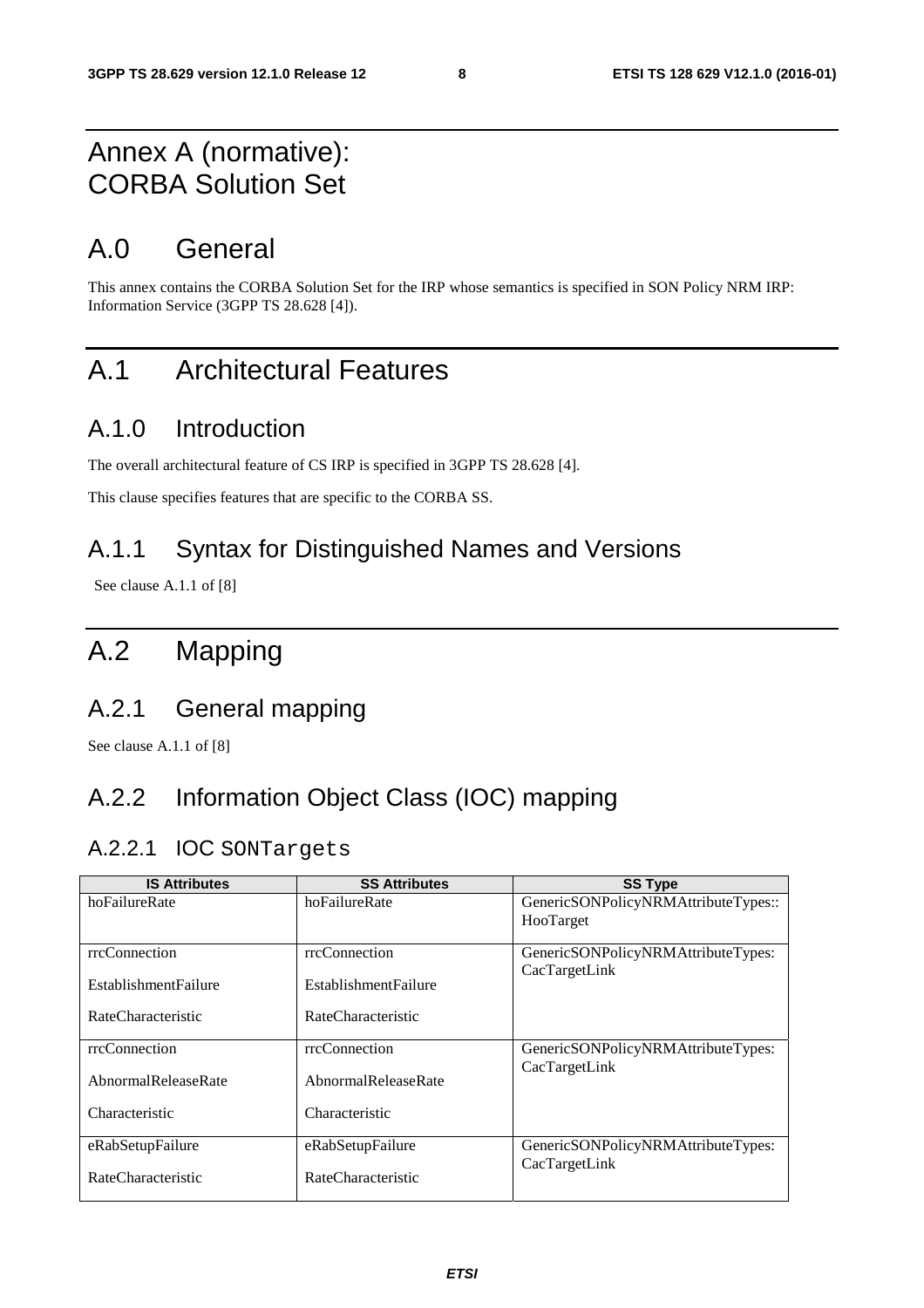# Annex A (normative): CORBA Solution Set

# A.0 General

This annex contains the CORBA Solution Set for the IRP whose semantics is specified in SON Policy NRM IRP: Information Service (3GPP TS 28.628 [4]).

# A.1 Architectural Features

## A.1.0 Introduction

The overall architectural feature of CS IRP is specified in 3GPP TS 28.628 [4].

This clause specifies features that are specific to the CORBA SS.

## A.1.1 Syntax for Distinguished Names and Versions

See clause A.1.1 of [8]

# A.2 Mapping

## A.2.1 General mapping

See clause A.1.1 of [8]

## A.2.2 Information Object Class (IOC) mapping

### A.2.2.1 IOC `SONTargets`

| IS Attributes | SS Attributes | SS Type |
|---|---|---|
| hoFailureRate | hoFailureRate | GenericSONPolicyNRMAttributeTypes::HooTarget |
| rrcConnection EstablishmentFailure RateCharacteristic | rrcConnection EstablishmentFailure RateCharacteristic | GenericSONPolicyNRMAttributeTypes: CacTargetLink |
| rrcConnection AbnormalReleaseRate Characteristic | rrcConnection AbnormalReleaseRate Characteristic | GenericSONPolicyNRMAttributeTypes: CacTargetLink |
| eRabSetupFailure RateCharacteristic | eRabSetupFailure RateCharacteristic | GenericSONPolicyNRMAttributeTypes: CacTargetLink |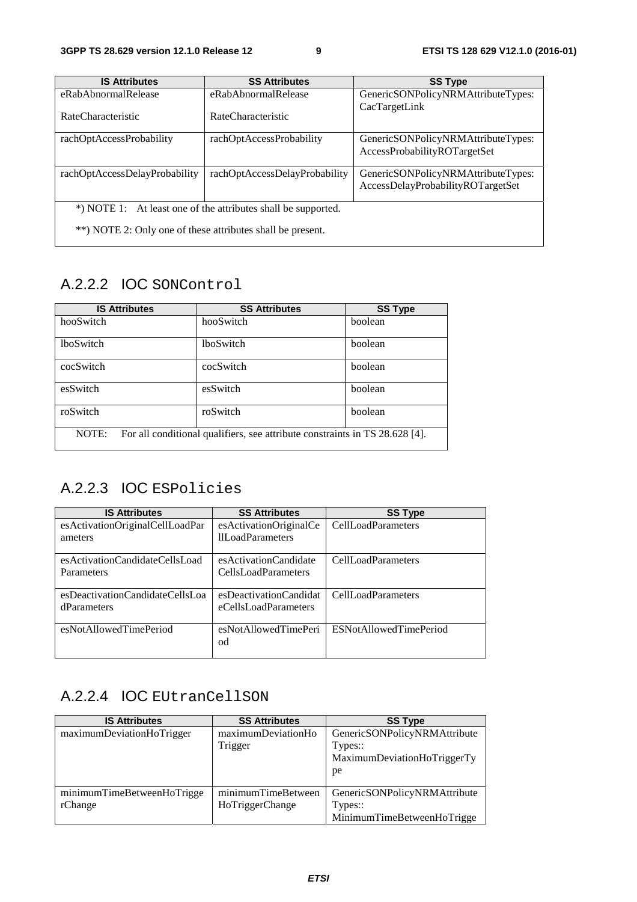| IS Attributes | SS Attributes | SS Type |
| --- | --- | --- |
| eRabAbnormalRelease RateCharacteristic | eRabAbnormalRelease RateCharacteristic | GenericSONPolicyNRMAttributeTypes: CacTargetLink |
| rachOptAccessProbability | rachOptAccessProbability | GenericSONPolicyNRMAttributeTypes: AccessProbabilityROTargetSet |
| rachOptAccessDelayProbability | rachOptAccessDelayProbability | GenericSONPolicyNRMAttributeTypes: AccessDelayProbabilityROTargetSet |
| *) NOTE 1: At least one of the attributes shall be supported. **) NOTE 2: Only one of these attributes shall be present. | | |

### A.2.2.2 IOC SONControl

| IS Attributes | SS Attributes | SS Type |
| --- | --- | --- |
| hooSwitch | hooSwitch | boolean |
| lboSwitch | lboSwitch | boolean |
| cocSwitch | cocSwitch | boolean |
| esSwitch | esSwitch | boolean |
| roSwitch | roSwitch | boolean |
| NOTE: For all conditional qualifiers, see attribute constraints in TS 28.628 [4]. | | |

### A.2.2.3 IOC ESPolicies

| IS Attributes | SS Attributes | SS Type |
| --- | --- | --- |
| esActivationOriginalCellLoadParameters | esActivationOriginalCellLoadParameters | CellLoadParameters |
| esActivationCandidateCellsLoadParameters | esActivationCandidateCellsLoadParameters | CellLoadParameters |
| esDeactivationCandidateCellsLoadParameters | esDeactivationCandidateCellsLoadParameters | CellLoadParameters |
| esNotAllowedTimePeriod | esNotAllowedTimePeriod | ESNotAllowedTimePeriod |

### A.2.2.4 IOC EUtranCellSON

| IS Attributes | SS Attributes | SS Type |
| --- | --- | --- |
| maximumDeviationHoTrigger | maximumDeviationHoTrigger | GenericSONPolicyNRMAttributeTypes:: MaximumDeviationHoTriggerType |
| minimumTimeBetweenHoTriggerChange | minimumTimeBetweenHoTriggerChange | GenericSONPolicyNRMAttributeTypes:: MinimumTimeBetweenHoTrigge |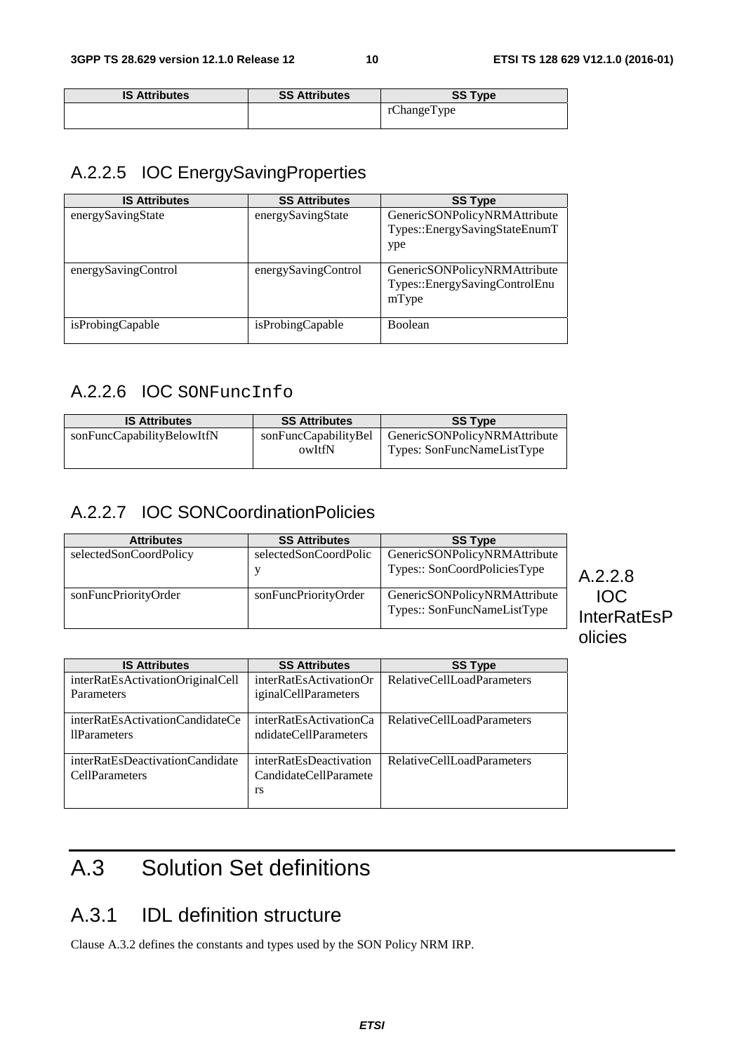| IS Attributes | SS Attributes | SS Type |
| --- | --- | --- |
| | | rChangeType |

### A.2.2.5 IOC EnergySavingProperties

| IS Attributes | SS Attributes | SS Type |
| --- | --- | --- |
| energySavingState | energySavingState | GenericSONPolicyNRMAttributeTypes::EnergySavingStateEnumType |
| energySavingControl | energySavingControl | GenericSONPolicyNRMAttributeTypes::EnergySavingControlEnumType |
| isProbingCapable | isProbingCapable | Boolean |

### A.2.2.6 IOC SONFuncInfo

| IS Attributes | SS Attributes | SS Type |
| --- | --- | --- |
| sonFuncCapabilityBelowItfN | sonFuncCapabilityBelowItfN | GenericSONPolicyNRMAttributeTypes: SonFuncNameListType |

### A.2.2.7 IOC SONCoordinationPolicies

| Attributes | SS Attributes | SS Type |
| --- | --- | --- |
| selectedSonCoordPolicy | selectedSonCoordPolicy | GenericSONPolicyNRMAttributeTypes:: SonCoordPoliciesType |
| sonFuncPriorityOrder | sonFuncPriorityOrder | GenericSONPolicyNRMAttributeTypes:: SonFuncNameListType |

### A.2.2.8 IOC InterRatEsPolicies

| IS Attributes | SS Attributes | SS Type |
| --- | --- | --- |
| interRatEsActivationOriginalCellParameters | interRatEsActivationOriginalCellParameters | RelativeCellLoadParameters |
| interRatEsActivationCandidateCellParameters | interRatEsActivationCandidateCellParameters | RelativeCellLoadParameters |
| interRatEsDeactivationCandidateCellParameters | interRatEsDeactivationCandidateCellParameters | RelativeCellLoadParameters |

# A.3 Solution Set definitions

## A.3.1 IDL definition structure

Clause A.3.2 defines the constants and types used by the SON Policy NRM IRP.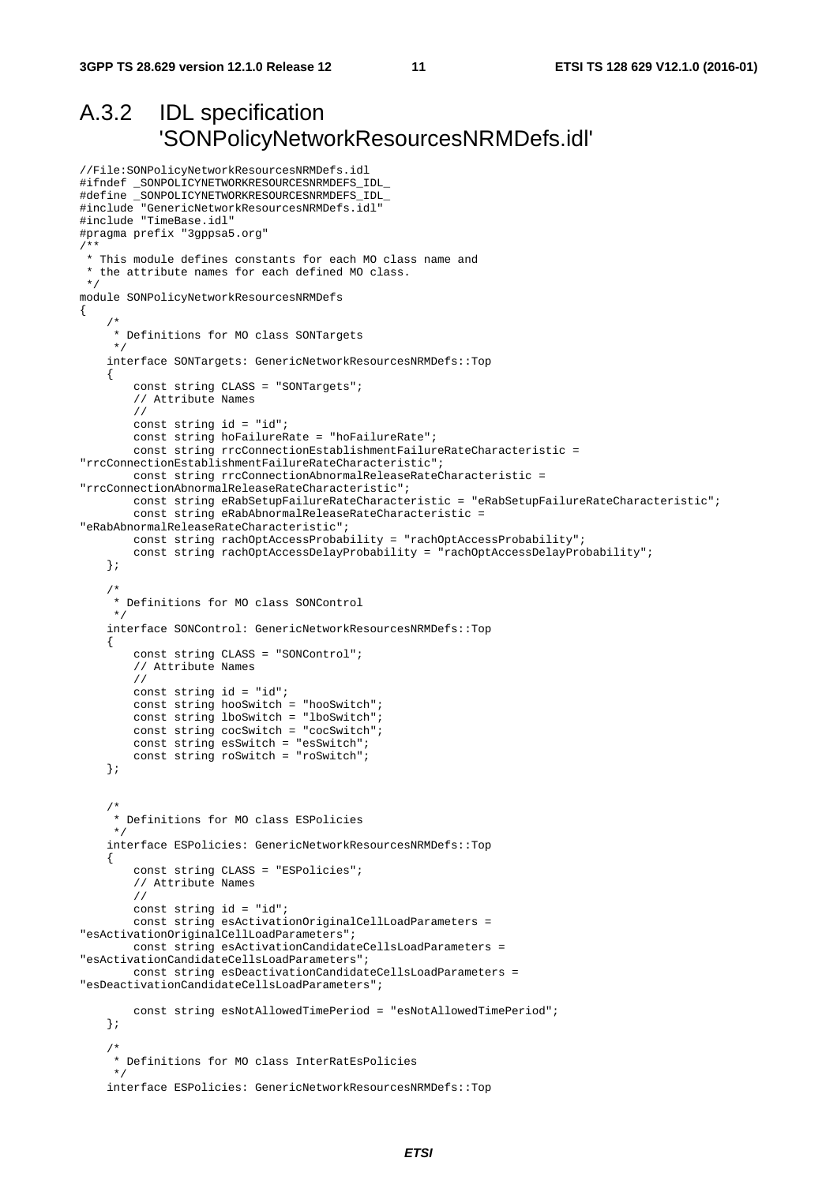# A.3.2 IDL specification 'SONPolicyNetworkResourcesNRMDefs.idl'

```
//File:SONPolicyNetworkResourcesNRMDefs.idl
#ifndef _SONPOLICYNETWORKRESOURCESNRMDEFS_IDL_
#define _SONPOLICYNETWORKRESOURCESNRMDEFS_IDL_
#include "GenericNetworkResourcesNRMDefs.idl"
#include "TimeBase.idl"
#pragma prefix "3gppsa5.org"
/**
 * This module defines constants for each MO class name and
 * the attribute names for each defined MO class.
 */
module SONPolicyNetworkResourcesNRMDefs
{
    /*
     * Definitions for MO class SONTargets
     */
    interface SONTargets: GenericNetworkResourcesNRMDefs::Top
    {
        const string CLASS = "SONTargets";
        // Attribute Names
        //
        const string id = "id";
        const string hoFailureRate = "hoFailureRate";
        const string rrcConnectionEstablishmentFailureRateCharacteristic = 
"rrcConnectionEstablishmentFailureRateCharacteristic";
        const string rrcConnectionAbnormalReleaseRateCharacteristic = 
"rrcConnectionAbnormalReleaseRateCharacteristic";
        const string eRabSetupFailureRateCharacteristic = "eRabSetupFailureRateCharacteristic";
        const string eRabAbnormalReleaseRateCharacteristic = 
"eRabAbnormalReleaseRateCharacteristic";
        const string rachOptAccessProbability = "rachOptAccessProbability";
        const string rachOptAccessDelayProbability = "rachOptAccessDelayProbability";
    };

    /*
     * Definitions for MO class SONControl
     */
    interface SONControl: GenericNetworkResourcesNRMDefs::Top
    {
        const string CLASS = "SONControl";
        // Attribute Names
        //
        const string id = "id";
        const string hooSwitch = "hooSwitch";
        const string lboSwitch = "lboSwitch";
        const string cocSwitch = "cocSwitch";
        const string esSwitch = "esSwitch";
        const string roSwitch = "roSwitch";
    };


    /*
     * Definitions for MO class ESPolicies
     */
    interface ESPolicies: GenericNetworkResourcesNRMDefs::Top
    {
        const string CLASS = "ESPolicies";
        // Attribute Names
        //
        const string id = "id";
        const string esActivationOriginalCellLoadParameters = 
"esActivationOriginalCellLoadParameters";
        const string esActivationCandidateCellsLoadParameters = 
"esActivationCandidateCellsLoadParameters";
        const string esDeactivationCandidateCellsLoadParameters = 
"esDeactivationCandidateCellsLoadParameters";

        const string esNotAllowedTimePeriod = "esNotAllowedTimePeriod";
    };

    /*
     * Definitions for MO class InterRatEsPolicies
     */
    interface ESPolicies: GenericNetworkResourcesNRMDefs::Top
```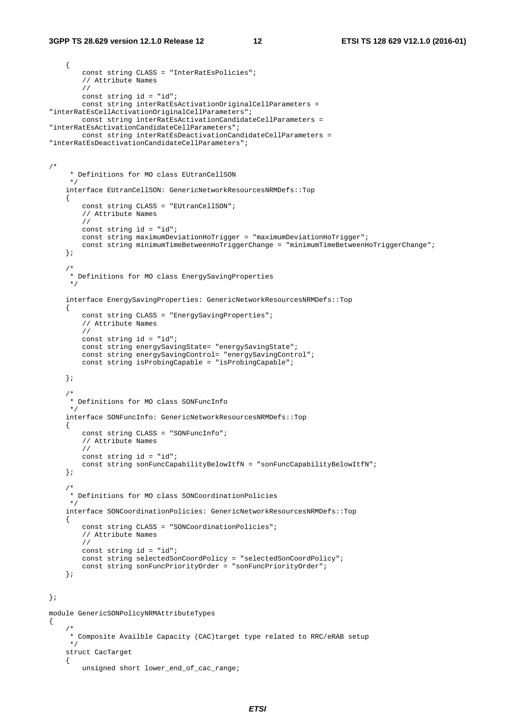```
    {
        const string CLASS = "InterRatEsPolicies";
        // Attribute Names
        //
        const string id = "id";
        const string interRatEsActivationOriginalCellParameters = 
"interRatEsCellActivationOriginalCellParameters";
        const string interRatEsActivationCandidateCellParameters = 
"interRatEsActivationCandidateCellParameters";
        const string interRatEsDeactivationCandidateCellParameters = 
"interRatEsDeactivationCandidateCellParameters";


/*
     * Definitions for MO class EUtranCellSON
     */
    interface EUtranCellSON: GenericNetworkResourcesNRMDefs::Top
    {
        const string CLASS = "EUtranCellSON";
        // Attribute Names
        //
        const string id = "id";
        const string maximumDeviationHoTrigger = "maximumDeviationHoTrigger";
        const string minimumTimeBetweenHoTriggerChange = "minimumTimeBetweenHoTriggerChange";
    };

    /*
     * Definitions for MO class EnergySavingProperties
     */

    interface EnergySavingProperties: GenericNetworkResourcesNRMDefs::Top
    {
        const string CLASS = "EnergySavingProperties";
        // Attribute Names
        //
        const string id = "id";
        const string energySavingState= "energySavingState";
        const string energySavingControl= "energySavingControl";
        const string isProbingCapable = "isProbingCapable";

    };

    /*
     * Definitions for MO class SONFuncInfo
     */
    interface SONFuncInfo: GenericNetworkResourcesNRMDefs::Top
    {
        const string CLASS = "SONFuncInfo";
        // Attribute Names
        //
        const string id = "id";
        const string sonFuncCapabilityBelowItfN = "sonFuncCapabilityBelowItfN";
    };

    /*
     * Definitions for MO class SONCoordinationPolicies
     */
    interface SONCoordinationPolicies: GenericNetworkResourcesNRMDefs::Top
    {
        const string CLASS = "SONCoordinationPolicies";
        // Attribute Names
        //
        const string id = "id";
        const string selectedSonCoordPolicy = "selectedSonCoordPolicy";
        const string sonFuncPriorityOrder = "sonFuncPriorityOrder";
    };


};

module GenericSONPolicyNRMAttributeTypes
{
    /*
     * Composite Availble Capacity (CAC)target type related to RRC/eRAB setup
     */
    struct CacTarget
    {
        unsigned short lower_end_of_cac_range;
```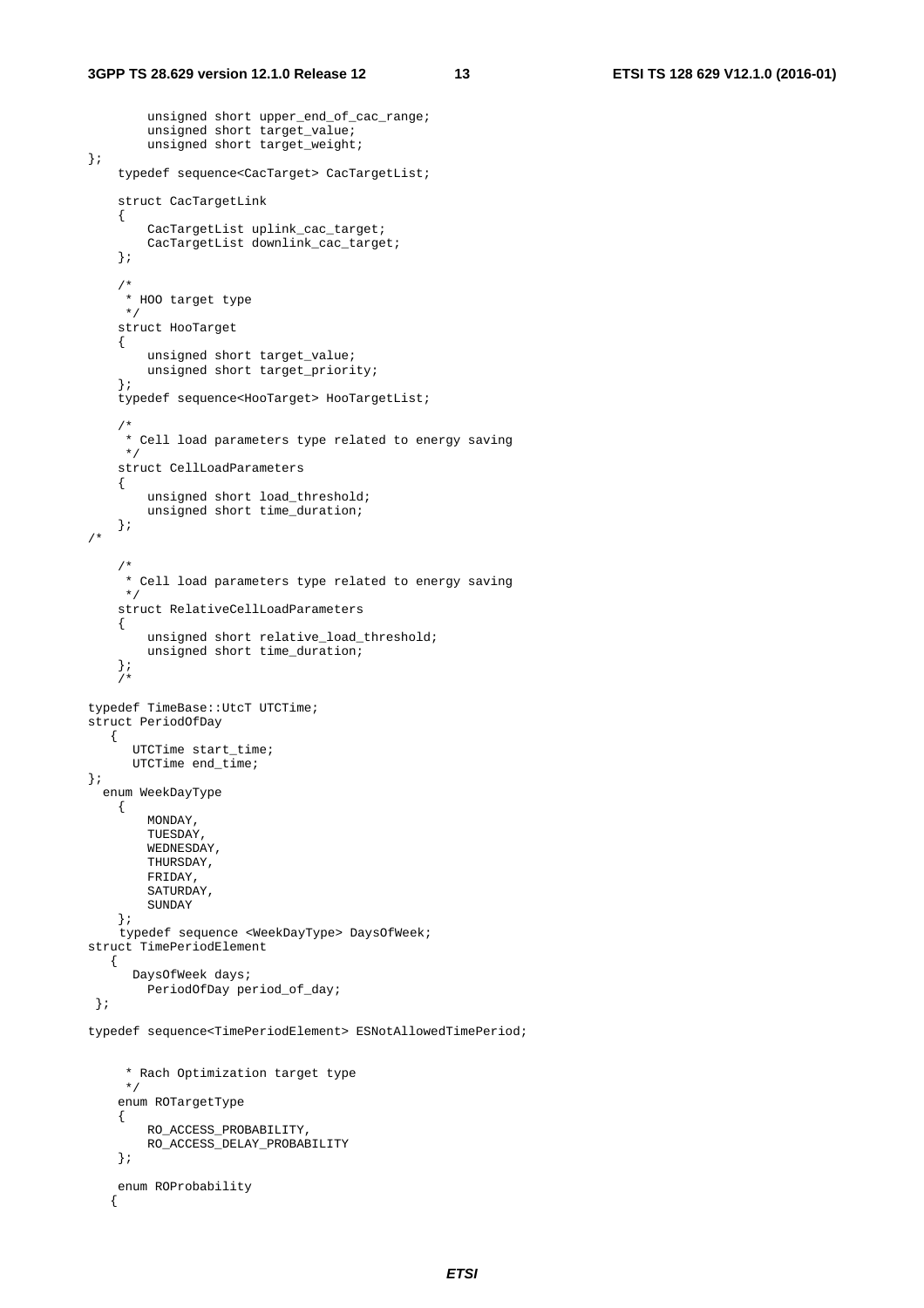```
        unsigned short upper_end_of_cac_range;
        unsigned short target_value;
        unsigned short target_weight;
};
    typedef sequence<CacTarget> CacTargetList;

    struct CacTargetLink
    {
        CacTargetList uplink_cac_target;
        CacTargetList downlink_cac_target;
    };

    /*
     * HOO target type
     */
    struct HooTarget
    {
        unsigned short target_value;
        unsigned short target_priority;
    };
    typedef sequence<HooTarget> HooTargetList;

    /*
     * Cell load parameters type related to energy saving
     */
    struct CellLoadParameters
    {
        unsigned short load_threshold;
        unsigned short time_duration;
    };
/*

    /*
     * Cell load parameters type related to energy saving
     */
    struct RelativeCellLoadParameters
    {
        unsigned short relative_load_threshold;
        unsigned short time_duration;
    };
    /*

typedef TimeBase::UtcT UTCTime;
struct PeriodOfDay
   {
      UTCTime start_time;
      UTCTime end_time;
};
  enum WeekDayType
    {
        MONDAY,
        TUESDAY,
        WEDNESDAY,
        THURSDAY,
        FRIDAY,
        SATURDAY,
        SUNDAY
    };
    typedef sequence <WeekDayType> DaysOfWeek;
struct TimePeriodElement
   {
      DaysOfWeek days;
        PeriodOfDay period_of_day;
 };

typedef sequence<TimePeriodElement> ESNotAllowedTimePeriod;


     * Rach Optimization target type
     */
    enum ROTargetType
    {
        RO_ACCESS_PROBABILITY,
        RO_ACCESS_DELAY_PROBABILITY
    };

    enum ROProbability
   {
```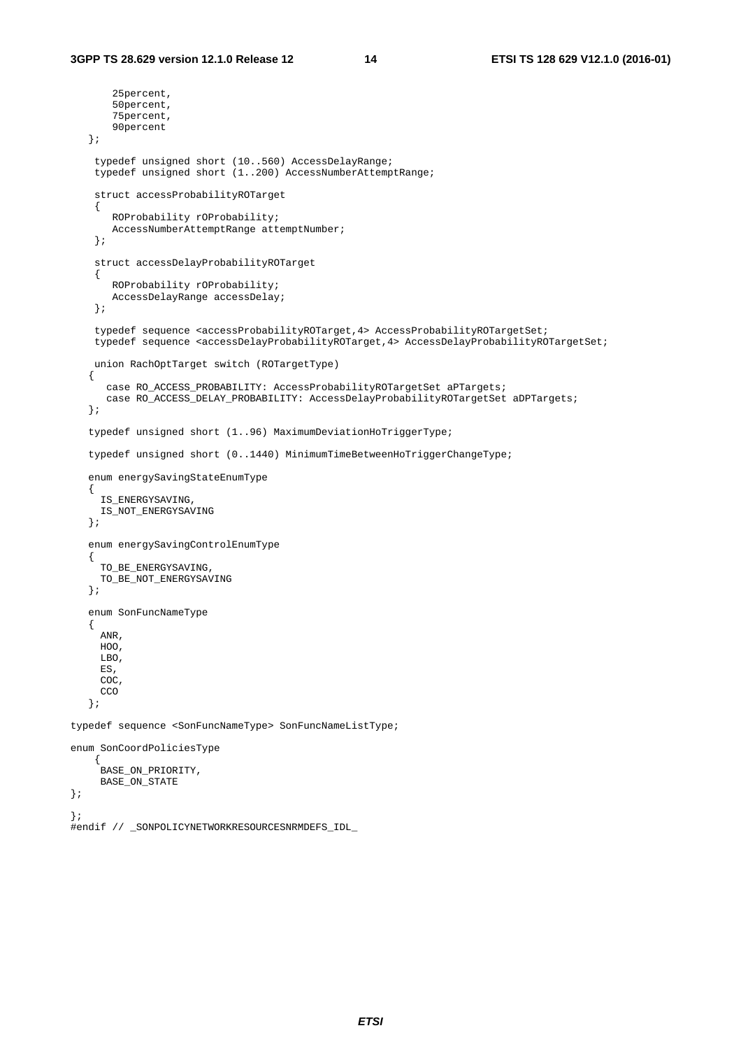```
        25percent,
        50percent,
        75percent,
        90percent
    };

     typedef unsigned short (10..560) AccessDelayRange;
     typedef unsigned short (1..200) AccessNumberAttemptRange;

     struct accessProbabilityROTarget
     {
        ROProbability rOProbability;
        AccessNumberAttemptRange attemptNumber;
     };

     struct accessDelayProbabilityROTarget
     {
        ROProbability rOProbability;
        AccessDelayRange accessDelay;
     };

     typedef sequence <accessProbabilityROTarget,4> AccessProbabilityROTargetSet;
     typedef sequence <accessDelayProbabilityROTarget,4> AccessDelayProbabilityROTargetSet;

     union RachOptTarget switch (ROTargetType)
    {
       case RO_ACCESS_PROBABILITY: AccessProbabilityROTargetSet aPTargets;
       case RO_ACCESS_DELAY_PROBABILITY: AccessDelayProbabilityROTargetSet aDPTargets;
    };

    typedef unsigned short (1..96) MaximumDeviationHoTriggerType;

    typedef unsigned short (0..1440) MinimumTimeBetweenHoTriggerChangeType;

    enum energySavingStateEnumType
    {
      IS_ENERGYSAVING,
      IS_NOT_ENERGYSAVING
    };

    enum energySavingControlEnumType
    {
      TO_BE_ENERGYSAVING,
      TO_BE_NOT_ENERGYSAVING
    };

    enum SonFuncNameType
    {
      ANR,
      HOO,
      LBO,
      ES,
      COC,
      CCO
    };

typedef sequence <SonFuncNameType> SonFuncNameListType;

enum SonCoordPoliciesType
     {
      BASE_ON_PRIORITY,
      BASE_ON_STATE
};

};
#endif // _SONPOLICYNETWORKRESOURCESNRMDEFS_IDL_
```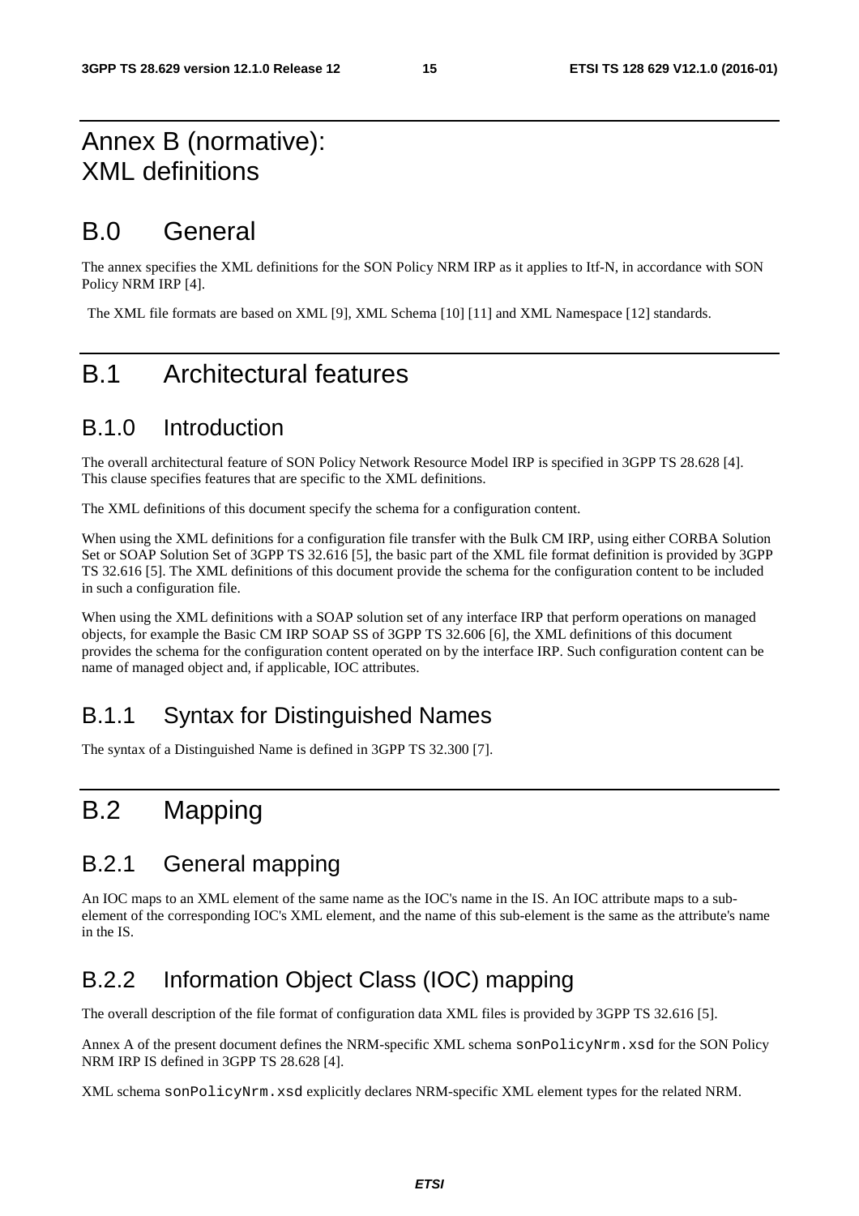# Annex B (normative): XML definitions

# B.0 General

The annex specifies the XML definitions for the SON Policy NRM IRP as it applies to Itf-N, in accordance with SON Policy NRM IRP [4].

The XML file formats are based on XML [9], XML Schema [10] [11] and XML Namespace [12] standards.

# B.1 Architectural features

## B.1.0 Introduction

The overall architectural feature of SON Policy Network Resource Model IRP is specified in 3GPP TS 28.628 [4]. This clause specifies features that are specific to the XML definitions.

The XML definitions of this document specify the schema for a configuration content.

When using the XML definitions for a configuration file transfer with the Bulk CM IRP, using either CORBA Solution Set or SOAP Solution Set of 3GPP TS 32.616 [5], the basic part of the XML file format definition is provided by 3GPP TS 32.616 [5]. The XML definitions of this document provide the schema for the configuration content to be included in such a configuration file.

When using the XML definitions with a SOAP solution set of any interface IRP that perform operations on managed objects, for example the Basic CM IRP SOAP SS of 3GPP TS 32.606 [6], the XML definitions of this document provides the schema for the configuration content operated on by the interface IRP. Such configuration content can be name of managed object and, if applicable, IOC attributes.

## B.1.1 Syntax for Distinguished Names

The syntax of a Distinguished Name is defined in 3GPP TS 32.300 [7].

# B.2 Mapping

## B.2.1 General mapping

An IOC maps to an XML element of the same name as the IOC's name in the IS. An IOC attribute maps to a sub-element of the corresponding IOC's XML element, and the name of this sub-element is the same as the attribute's name in the IS.

## B.2.2 Information Object Class (IOC) mapping

The overall description of the file format of configuration data XML files is provided by 3GPP TS 32.616 [5].

Annex A of the present document defines the NRM-specific XML schema `sonPolicyNrm.xsd` for the SON Policy NRM IRP IS defined in 3GPP TS 28.628 [4].

XML schema `sonPolicyNrm.xsd` explicitly declares NRM-specific XML element types for the related NRM.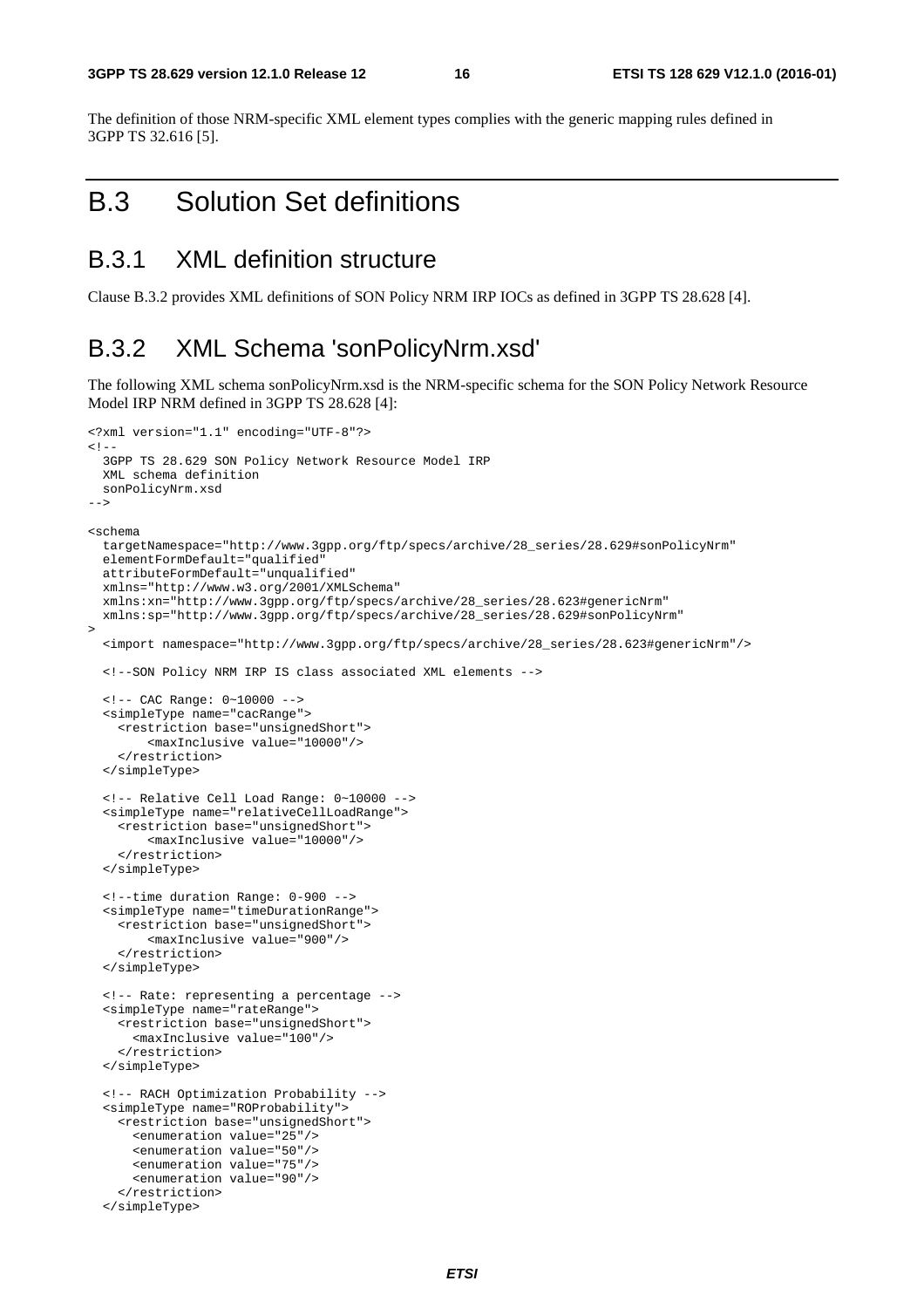The definition of those NRM-specific XML element types complies with the generic mapping rules defined in 3GPP TS 32.616 [5].

# B.3 Solution Set definitions

## B.3.1 XML definition structure

Clause B.3.2 provides XML definitions of SON Policy NRM IRP IOCs as defined in 3GPP TS 28.628 [4].

## B.3.2 XML Schema 'sonPolicyNrm.xsd'

The following XML schema sonPolicyNrm.xsd is the NRM-specific schema for the SON Policy Network Resource Model IRP NRM defined in 3GPP TS 28.628 [4]:

```
<?xml version="1.1" encoding="UTF-8"?>
<!--
  3GPP TS 28.629 SON Policy Network Resource Model IRP
  XML schema definition
  sonPolicyNrm.xsd
-->

<schema
  targetNamespace="http://www.3gpp.org/ftp/specs/archive/28_series/28.629#sonPolicyNrm"
  elementFormDefault="qualified"
  attributeFormDefault="unqualified"
  xmlns="http://www.w3.org/2001/XMLSchema"
  xmlns:xn="http://www.3gpp.org/ftp/specs/archive/28_series/28.623#genericNrm"
  xmlns:sp="http://www.3gpp.org/ftp/specs/archive/28_series/28.629#sonPolicyNrm"
>
  <import namespace="http://www.3gpp.org/ftp/specs/archive/28_series/28.623#genericNrm"/>

  <!--SON Policy NRM IRP IS class associated XML elements -->

  <!-- CAC Range: 0~10000 -->
  <simpleType name="cacRange">
    <restriction base="unsignedShort">
        <maxInclusive value="10000"/>
    </restriction>
  </simpleType>

  <!-- Relative Cell Load Range: 0~10000 -->
  <simpleType name="relativeCellLoadRange">
    <restriction base="unsignedShort">
        <maxInclusive value="10000"/>
    </restriction>
  </simpleType>

  <!--time duration Range: 0-900 -->
  <simpleType name="timeDurationRange">
    <restriction base="unsignedShort">
        <maxInclusive value="900"/>
    </restriction>
  </simpleType>

  <!-- Rate: representing a percentage -->
  <simpleType name="rateRange">
    <restriction base="unsignedShort">
      <maxInclusive value="100"/>
    </restriction>
  </simpleType>

  <!-- RACH Optimization Probability -->
  <simpleType name="ROProbability">
    <restriction base="unsignedShort">
      <enumeration value="25"/>
      <enumeration value="50"/>
      <enumeration value="75"/>
      <enumeration value="90"/>
    </restriction>
  </simpleType>
```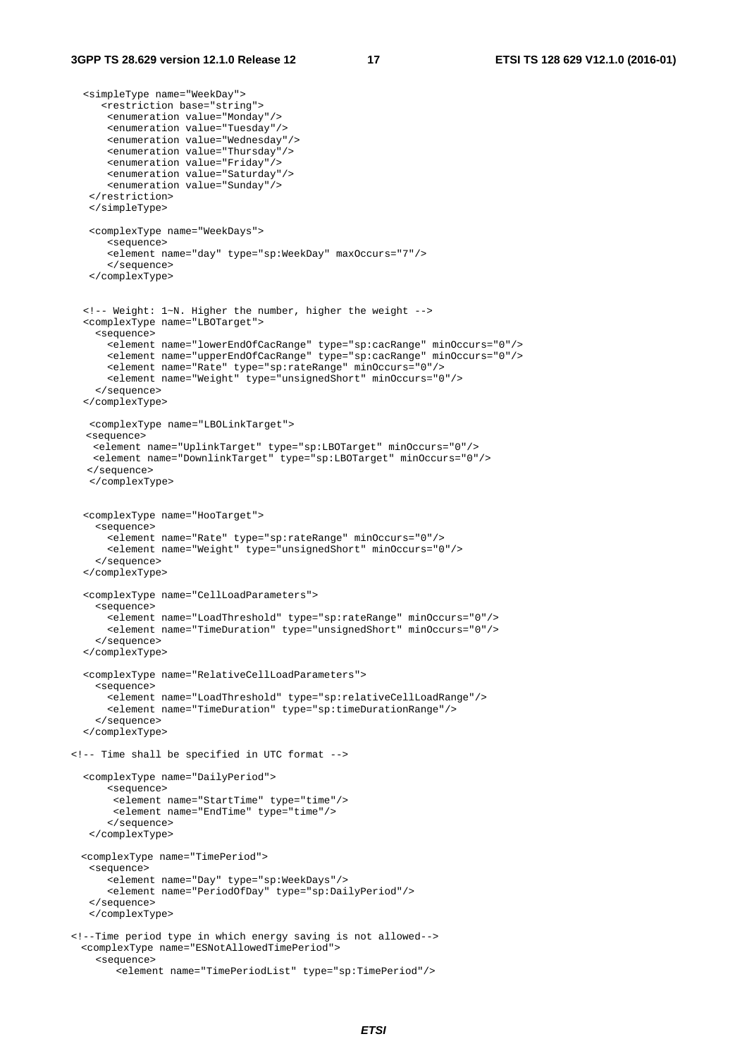```
  <simpleType name="WeekDay">
     <restriction base="string">
       <enumeration value="Monday"/>
       <enumeration value="Tuesday"/>
       <enumeration value="Wednesday"/>
       <enumeration value="Thursday"/>
       <enumeration value="Friday"/>
       <enumeration value="Saturday"/>
       <enumeration value="Sunday"/>
   </restriction>
   </simpleType>

   <complexType name="WeekDays">
       <sequence>
       <element name="day" type="sp:WeekDay" maxOccurs="7"/>
       </sequence>
   </complexType>

  <!-- Weight: 1~N. Higher the number, higher the weight -->
  <complexType name="LBOTarget">
    <sequence>
       <element name="lowerEndOfCacRange" type="sp:cacRange" minOccurs="0"/>
       <element name="upperEndOfCacRange" type="sp:cacRange" minOccurs="0"/>
       <element name="Rate" type="sp:rateRange" minOccurs="0"/>
       <element name="Weight" type="unsignedShort" minOccurs="0"/>
    </sequence>
  </complexType>

   <complexType name="LBOLinkTarget">
   <sequence>
    <element name="UplinkTarget" type="sp:LBOTarget" minOccurs="0"/>
    <element name="DownlinkTarget" type="sp:LBOTarget" minOccurs="0"/>
   </sequence>
   </complexType>


  <complexType name="HooTarget">
    <sequence>
       <element name="Rate" type="sp:rateRange" minOccurs="0"/>
       <element name="Weight" type="unsignedShort" minOccurs="0"/>
    </sequence>
  </complexType>

  <complexType name="CellLoadParameters">
    <sequence>
       <element name="LoadThreshold" type="sp:rateRange" minOccurs="0"/>
       <element name="TimeDuration" type="unsignedShort" minOccurs="0"/>
    </sequence>
  </complexType>

  <complexType name="RelativeCellLoadParameters">
    <sequence>
       <element name="LoadThreshold" type="sp:relativeCellLoadRange"/>
       <element name="TimeDuration" type="sp:timeDurationRange"/>
    </sequence>
  </complexType>

<!-- Time shall be specified in UTC format -->

  <complexType name="DailyPeriod">
      <sequence>
       <element name="StartTime" type="time"/>
       <element name="EndTime" type="time"/>
      </sequence>
   </complexType>

  <complexType name="TimePeriod">
   <sequence>
       <element name="Day" type="sp:WeekDays"/>
       <element name="PeriodOfDay" type="sp:DailyPeriod"/>
   </sequence>
   </complexType>

<!--Time period type in which energy saving is not allowed-->
  <complexType name="ESNotAllowedTimePeriod">
    <sequence>
        <element name="TimePeriodList" type="sp:TimePeriod"/>
```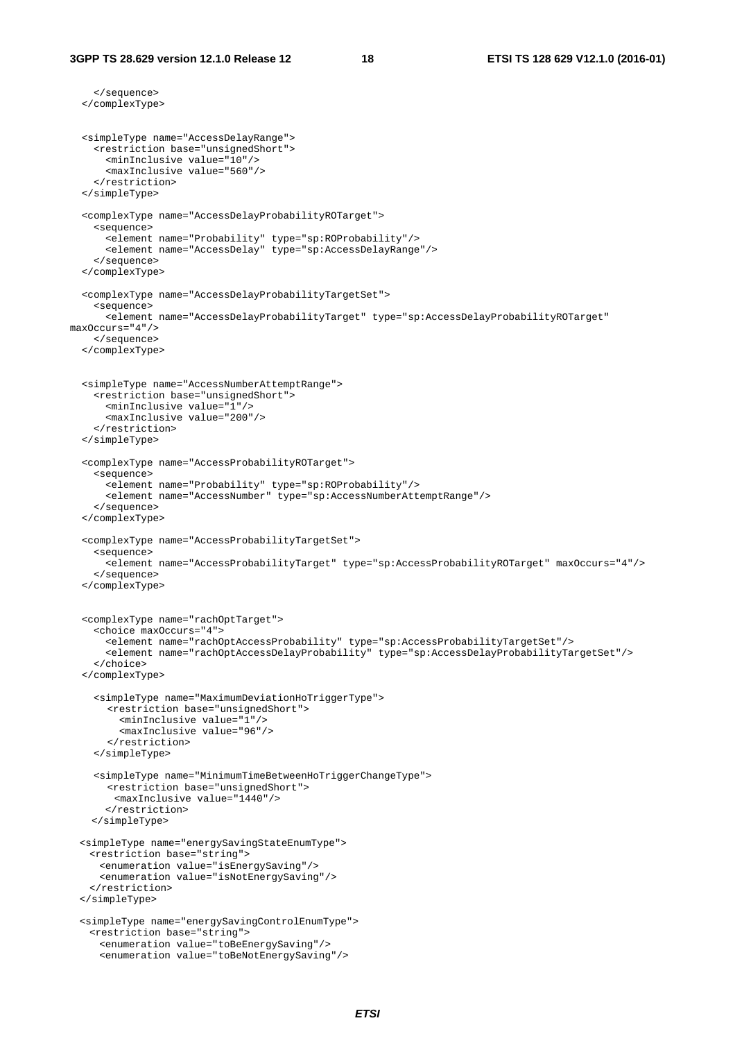```
    </sequence>
  </complexType>


  <simpleType name="AccessDelayRange">
    <restriction base="unsignedShort">
      <minInclusive value="10"/>
      <maxInclusive value="560"/>
    </restriction>
  </simpleType>

  <complexType name="AccessDelayProbabilityROTarget">
    <sequence>
      <element name="Probability" type="sp:ROProbability"/>
      <element name="AccessDelay" type="sp:AccessDelayRange"/>
    </sequence>
  </complexType>

  <complexType name="AccessDelayProbabilityTargetSet">
    <sequence>
      <element name="AccessDelayProbabilityTarget" type="sp:AccessDelayProbabilityROTarget"
maxOccurs="4"/>
    </sequence>
  </complexType>


  <simpleType name="AccessNumberAttemptRange">
    <restriction base="unsignedShort">
      <minInclusive value="1"/>
      <maxInclusive value="200"/>
    </restriction>
  </simpleType>

  <complexType name="AccessProbabilityROTarget">
    <sequence>
      <element name="Probability" type="sp:ROProbability"/>
      <element name="AccessNumber" type="sp:AccessNumberAttemptRange"/>
    </sequence>
  </complexType>

  <complexType name="AccessProbabilityTargetSet">
    <sequence>
      <element name="AccessProbabilityTarget" type="sp:AccessProbabilityROTarget" maxOccurs="4"/>
    </sequence>
  </complexType>


  <complexType name="rachOptTarget">
    <choice maxOccurs="4">
      <element name="rachOptAccessProbability" type="sp:AccessProbabilityTargetSet"/>
      <element name="rachOptAccessDelayProbability" type="sp:AccessDelayProbabilityTargetSet"/>
    </choice>
  </complexType>

    <simpleType name="MaximumDeviationHoTriggerType">
      <restriction base="unsignedShort">
        <minInclusive value="1"/>
        <maxInclusive value="96"/>
      </restriction>
    </simpleType>

    <simpleType name="MinimumTimeBetweenHoTriggerChangeType">
      <restriction base="unsignedShort">
        <maxInclusive value="1440"/>
      </restriction>
    </simpleType>

  <simpleType name="energySavingStateEnumType">
    <restriction base="string">
      <enumeration value="isEnergySaving"/>
      <enumeration value="isNotEnergySaving"/>
    </restriction>
  </simpleType>

  <simpleType name="energySavingControlEnumType">
    <restriction base="string">
      <enumeration value="toBeEnergySaving"/>
      <enumeration value="toBeNotEnergySaving"/>
```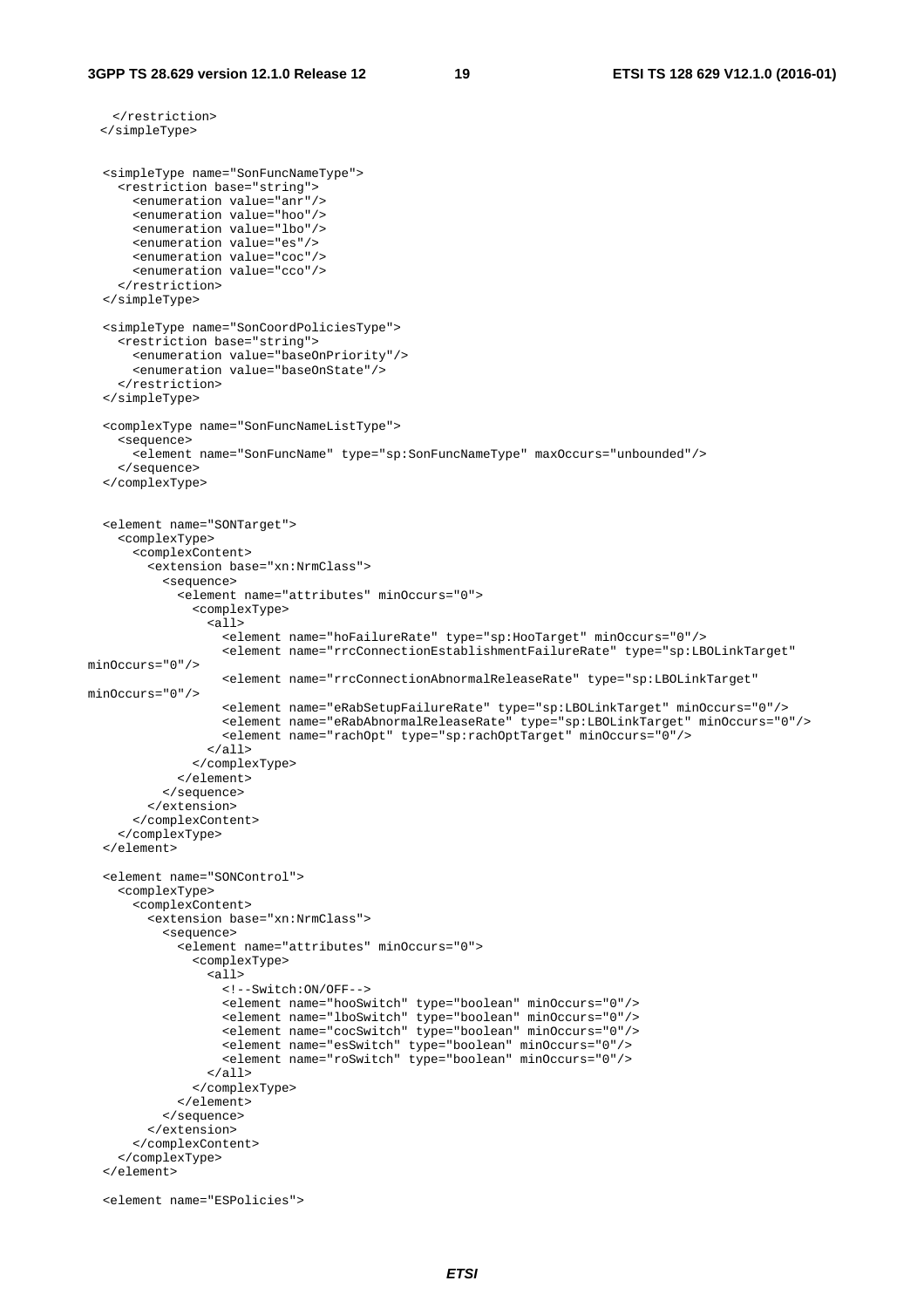```
    </restriction>
  </simpleType>


  <simpleType name="SonFuncNameType">
    <restriction base="string">
      <enumeration value="anr"/>
      <enumeration value="hoo"/>
      <enumeration value="lbo"/>
      <enumeration value="es"/>
      <enumeration value="coc"/>
      <enumeration value="cco"/>
    </restriction>
  </simpleType>

  <simpleType name="SonCoordPoliciesType">
    <restriction base="string">
      <enumeration value="baseOnPriority"/>
      <enumeration value="baseOnState"/>
    </restriction>
  </simpleType>

  <complexType name="SonFuncNameListType">
    <sequence>
      <element name="SonFuncName" type="sp:SonFuncNameType" maxOccurs="unbounded"/>
    </sequence>
  </complexType>


  <element name="SONTarget">
    <complexType>
      <complexContent>
        <extension base="xn:NrmClass">
          <sequence>
            <element name="attributes" minOccurs="0">
              <complexType>
                <all>
                  <element name="hoFailureRate" type="sp:HooTarget" minOccurs="0"/>
                  <element name="rrcConnectionEstablishmentFailureRate" type="sp:LBOLinkTarget"
minOccurs="0"/>
                  <element name="rrcConnectionAbnormalReleaseRate" type="sp:LBOLinkTarget"
minOccurs="0"/>
                  <element name="eRabSetupFailureRate" type="sp:LBOLinkTarget" minOccurs="0"/>
                  <element name="eRabAbnormalReleaseRate" type="sp:LBOLinkTarget" minOccurs="0"/>
                  <element name="rachOpt" type="sp:rachOptTarget" minOccurs="0"/>
                </all>
              </complexType>
            </element>
          </sequence>
        </extension>
      </complexContent>
    </complexType>
  </element>

  <element name="SONControl">
    <complexType>
      <complexContent>
        <extension base="xn:NrmClass">
          <sequence>
            <element name="attributes" minOccurs="0">
              <complexType>
                <all>
                  <!--Switch:ON/OFF-->
                  <element name="hooSwitch" type="boolean" minOccurs="0"/>
                  <element name="lboSwitch" type="boolean" minOccurs="0"/>
                  <element name="cocSwitch" type="boolean" minOccurs="0"/>
                  <element name="esSwitch" type="boolean" minOccurs="0"/>
                  <element name="roSwitch" type="boolean" minOccurs="0"/>
                </all>
              </complexType>
            </element>
          </sequence>
        </extension>
      </complexContent>
    </complexType>
  </element>

  <element name="ESPolicies">
```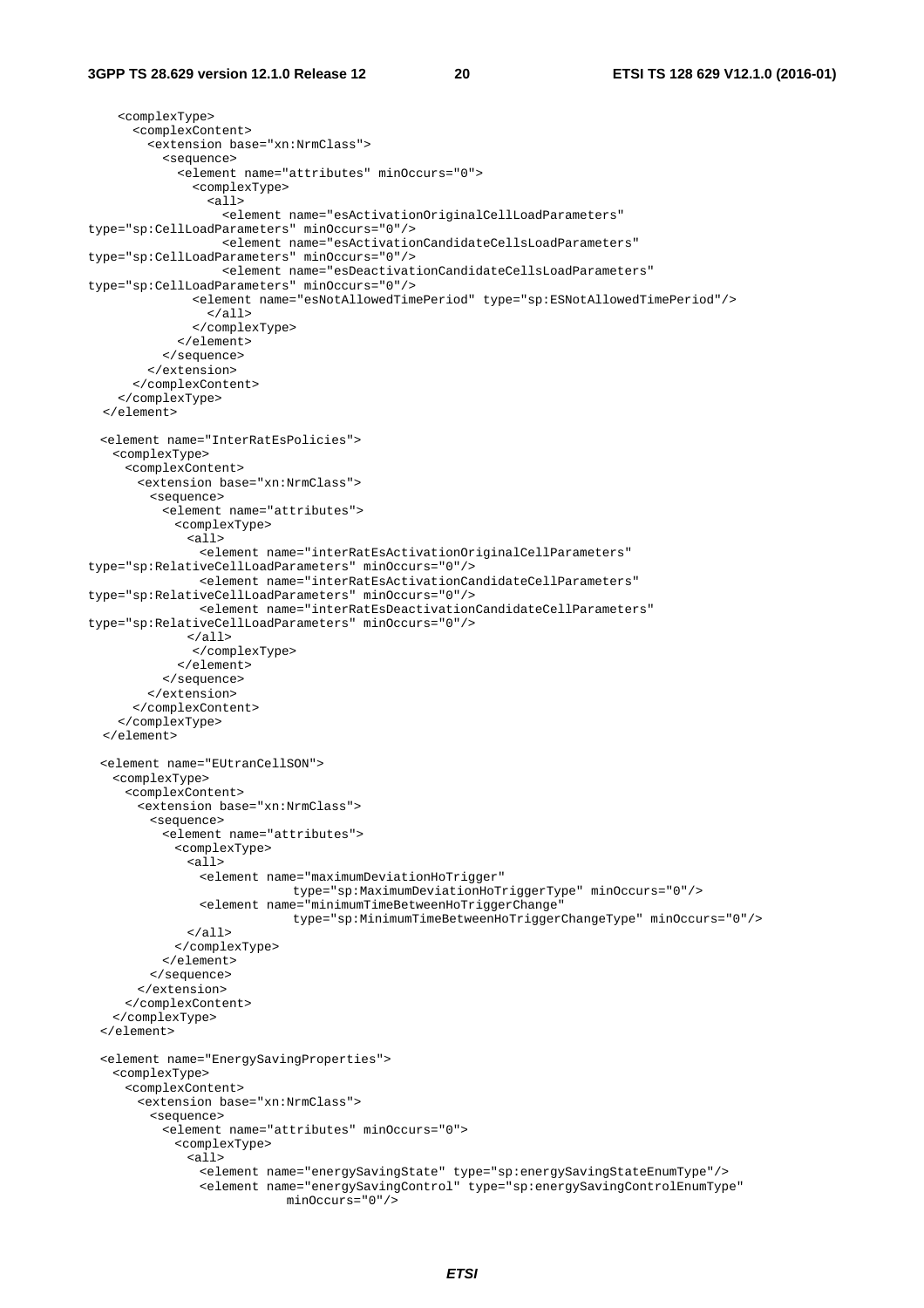```
    <complexType>
      <complexContent>
        <extension base="xn:NrmClass">
          <sequence>
            <element name="attributes" minOccurs="0">
              <complexType>
                <all>
                  <element name="esActivationOriginalCellLoadParameters"
type="sp:CellLoadParameters" minOccurs="0"/>
                  <element name="esActivationCandidateCellsLoadParameters"
type="sp:CellLoadParameters" minOccurs="0"/>
                  <element name="esDeactivationCandidateCellsLoadParameters"
type="sp:CellLoadParameters" minOccurs="0"/>
              <element name="esNotAllowedTimePeriod" type="sp:ESNotAllowedTimePeriod"/>
                </all>
              </complexType>
            </element>
          </sequence>
        </extension>
      </complexContent>
    </complexType>
  </element>

  <element name="InterRatEsPolicies">
    <complexType>
     <complexContent>
      <extension base="xn:NrmClass">
        <sequence>
          <element name="attributes">
            <complexType>
              <all>
                <element name="interRatEsActivationOriginalCellParameters"
type="sp:RelativeCellLoadParameters" minOccurs="0"/>
                <element name="interRatEsActivationCandidateCellParameters"
type="sp:RelativeCellLoadParameters" minOccurs="0"/>
                <element name="interRatEsDeactivationCandidateCellParameters"
type="sp:RelativeCellLoadParameters" minOccurs="0"/>
              </all>
             </complexType>
            </element>
          </sequence>
        </extension>
      </complexContent>
    </complexType>
  </element>

  <element name="EUtranCellSON">
    <complexType>
      <complexContent>
        <extension base="xn:NrmClass">
          <sequence>
            <element name="attributes">
              <complexType>
                <all>
                  <element name="maximumDeviationHoTrigger"
                           type="sp:MaximumDeviationHoTriggerType" minOccurs="0"/>
                  <element name="minimumTimeBetweenHoTriggerChange"
                           type="sp:MinimumTimeBetweenHoTriggerChangeType" minOccurs="0"/>
                </all>
              </complexType>
            </element>
          </sequence>
        </extension>
      </complexContent>
    </complexType>
  </element>

  <element name="EnergySavingProperties">
    <complexType>
      <complexContent>
        <extension base="xn:NrmClass">
          <sequence>
            <element name="attributes" minOccurs="0">
              <complexType>
                <all>
                  <element name="energySavingState" type="sp:energySavingStateEnumType"/>
                  <element name="energySavingControl" type="sp:energySavingControlEnumType"
                           minOccurs="0"/>
```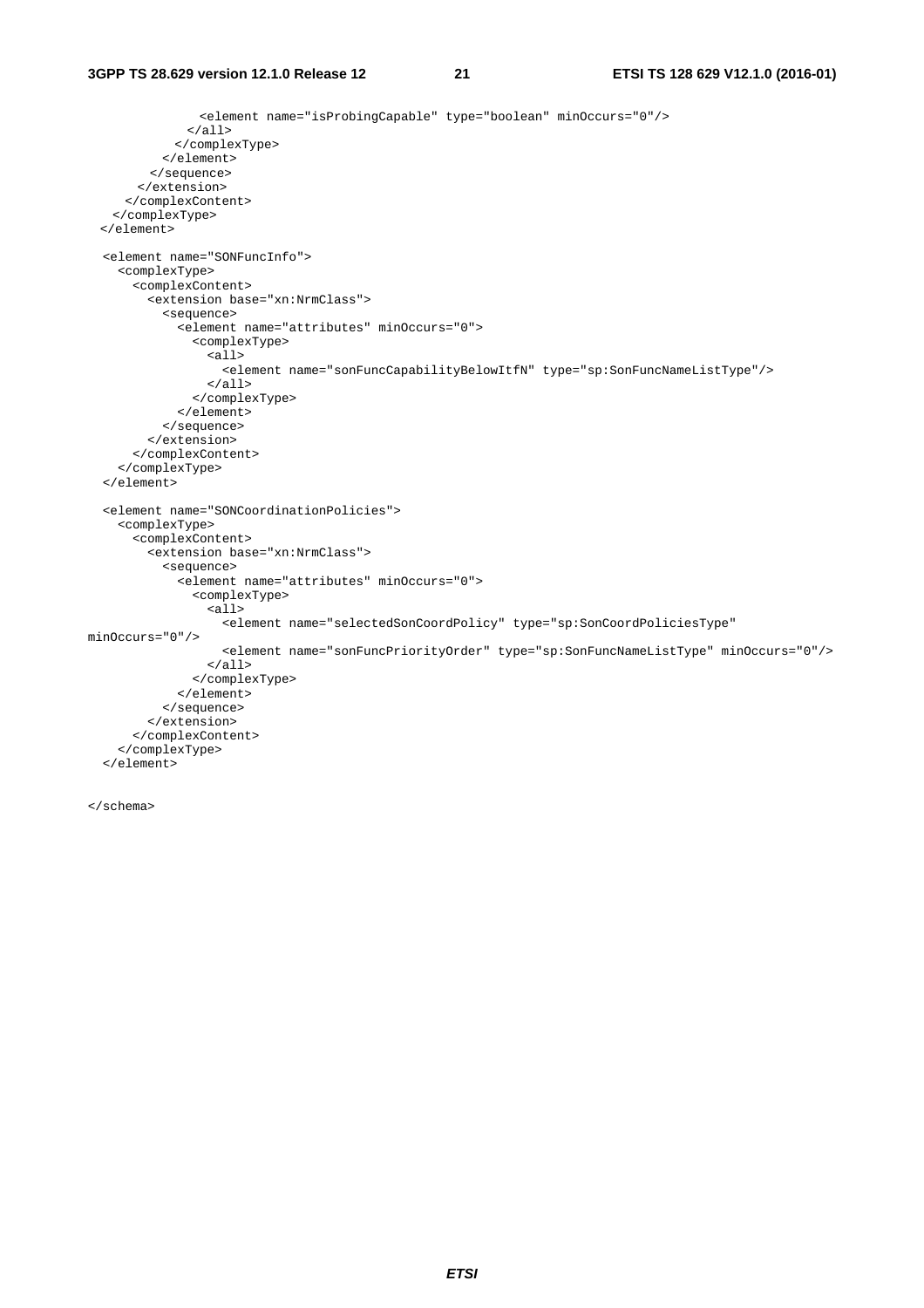```
              <element name="isProbingCapable" type="boolean" minOccurs="0"/>
            </all>
          </complexType>
        </element>
      </sequence>
    </extension>
  </complexContent>
 </complexType>
</element>

<element name="SONFuncInfo">
  <complexType>
    <complexContent>
      <extension base="xn:NrmClass">
        <sequence>
          <element name="attributes" minOccurs="0">
            <complexType>
              <all>
                <element name="sonFuncCapabilityBelowItfN" type="sp:SonFuncNameListType"/>
              </all>
            </complexType>
          </element>
        </sequence>
      </extension>
    </complexContent>
  </complexType>
</element>

<element name="SONCoordinationPolicies">
  <complexType>
    <complexContent>
      <extension base="xn:NrmClass">
        <sequence>
          <element name="attributes" minOccurs="0">
            <complexType>
              <all>
                <element name="selectedSonCoordPolicy" type="sp:SonCoordPoliciesType"
minOccurs="0"/>
                <element name="sonFuncPriorityOrder" type="sp:SonFuncNameListType" minOccurs="0"/>
              </all>
            </complexType>
          </element>
        </sequence>
      </extension>
    </complexContent>
  </complexType>
</element>

</schema>
```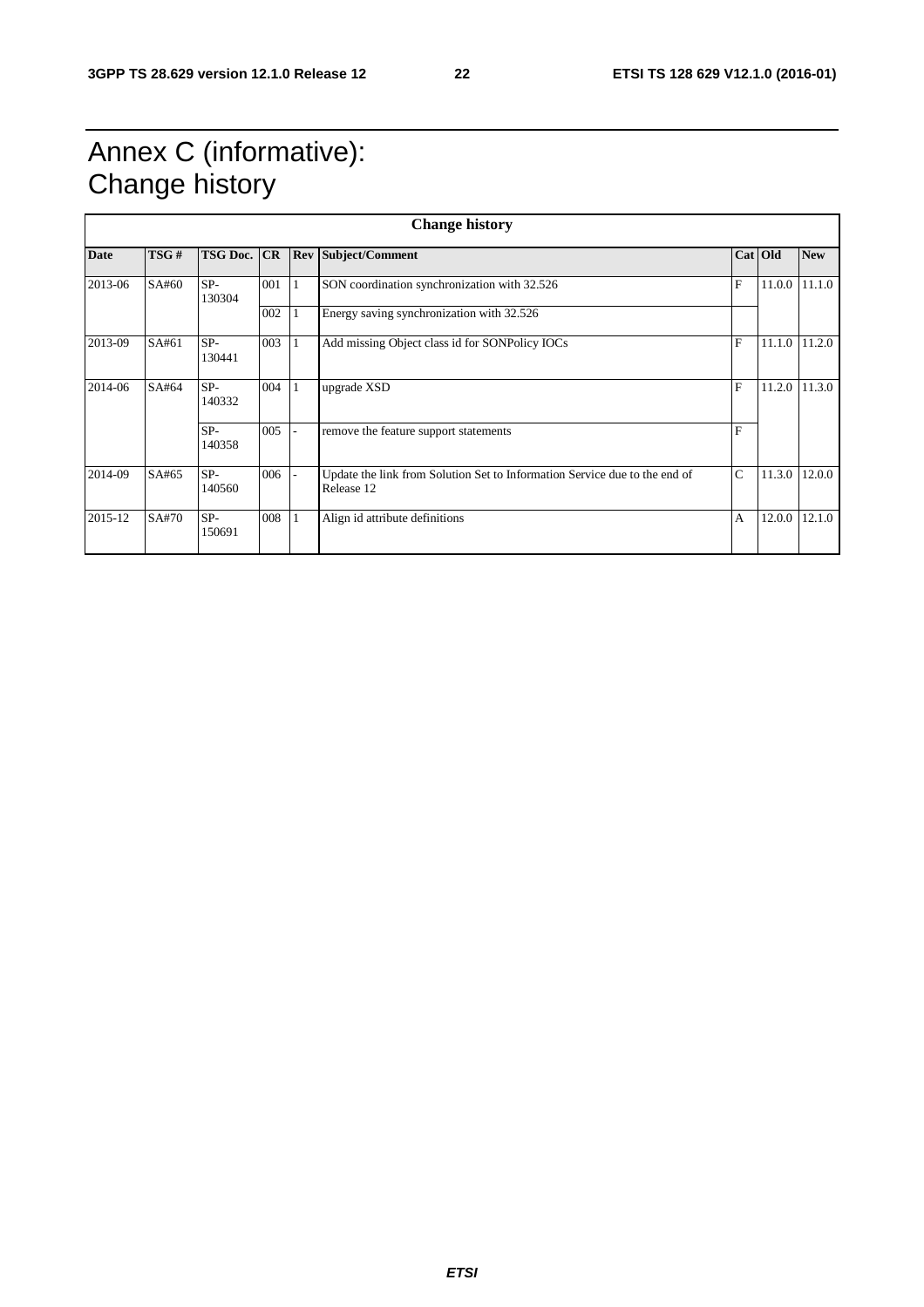# Annex C (informative): Change history

| Change history | | | | | | | | |
|---|---|---|---|---|---|---|---|---|
| **Date** | **TSG #** | **TSG Doc.** | **CR** | **Rev** | **Subject/Comment** | **Cat** | **Old** | **New** |
| 2013-06 | SA#60 | SP-130304 | 001 | 1 | SON coordination synchronization with 32.526 | F | 11.0.0 | 11.1.0 |
| | | | 002 | 1 | Energy saving synchronization with 32.526 | | | |
| 2013-09 | SA#61 | SP-130441 | 003 | 1 | Add missing Object class id for SONPolicy IOCs | F | 11.1.0 | 11.2.0 |
| 2014-06 | SA#64 | SP-140332 | 004 | 1 | upgrade XSD | F | 11.2.0 | 11.3.0 |
| | | SP-140358 | 005 | - | remove the feature support statements | F | | |
| 2014-09 | SA#65 | SP-140560 | 006 | - | Update the link from Solution Set to Information Service due to the end of Release 12 | C | 11.3.0 | 12.0.0 |
| 2015-12 | SA#70 | SP-150691 | 008 | 1 | Align id attribute definitions | A | 12.0.0 | 12.1.0 |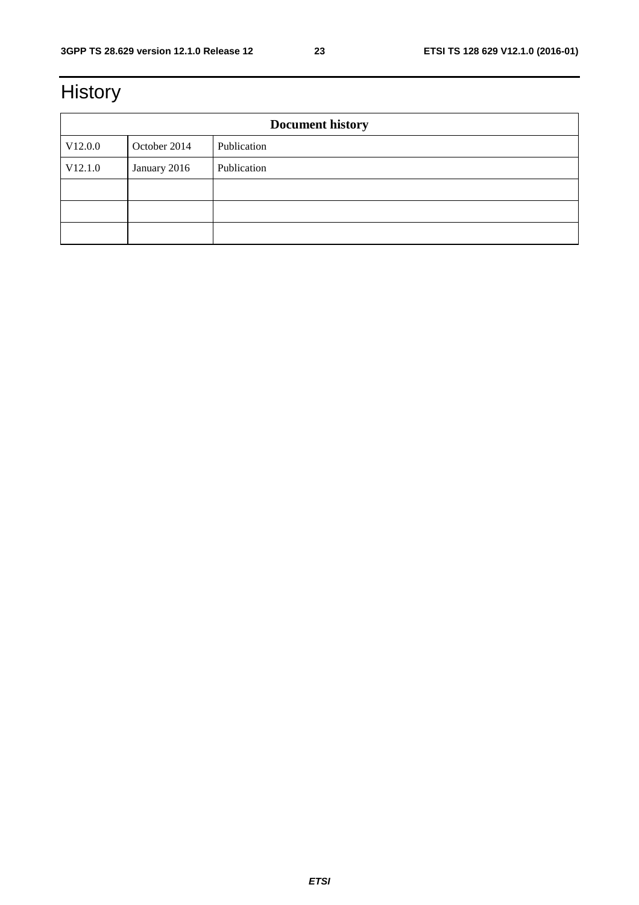# History

| Document history | | |
|---|---|---|
| V12.0.0 | October 2014 | Publication |
| V12.1.0 | January 2016 | Publication |
| | | |
| | | |
| | | |